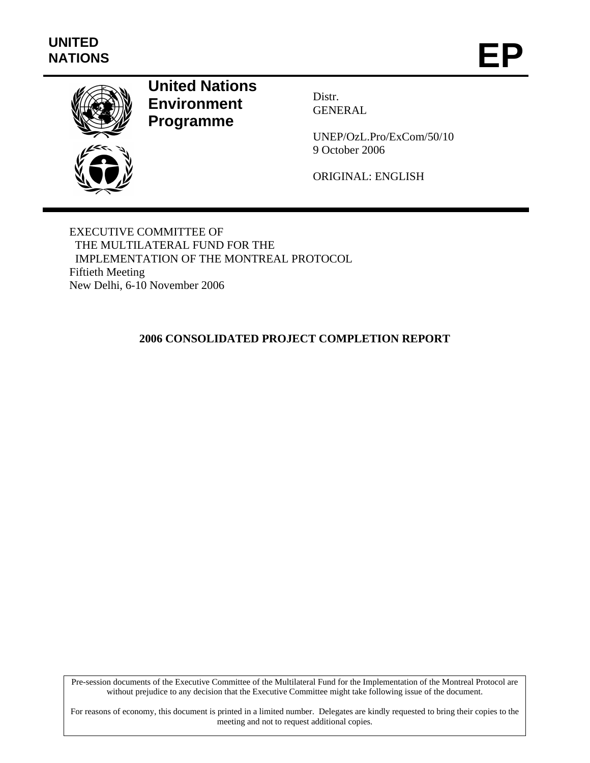UNITED
NATIONS

# EP

**United Nations Environment Programme**

Distr.
GENERAL

UNEP/OzL.Pro/ExCom/50/10
9 October 2006

ORIGINAL: ENGLISH

EXECUTIVE COMMITTEE OF
THE MULTILATERAL FUND FOR THE
IMPLEMENTATION OF THE MONTREAL PROTOCOL
Fiftieth Meeting
New Delhi, 6-10 November 2006

## 2006 CONSOLIDATED PROJECT COMPLETION REPORT

Pre-session documents of the Executive Committee of the Multilateral Fund for the Implementation of the Montreal Protocol are without prejudice to any decision that the Executive Committee might take following issue of the document.

For reasons of economy, this document is printed in a limited number. Delegates are kindly requested to bring their copies to the meeting and not to request additional copies.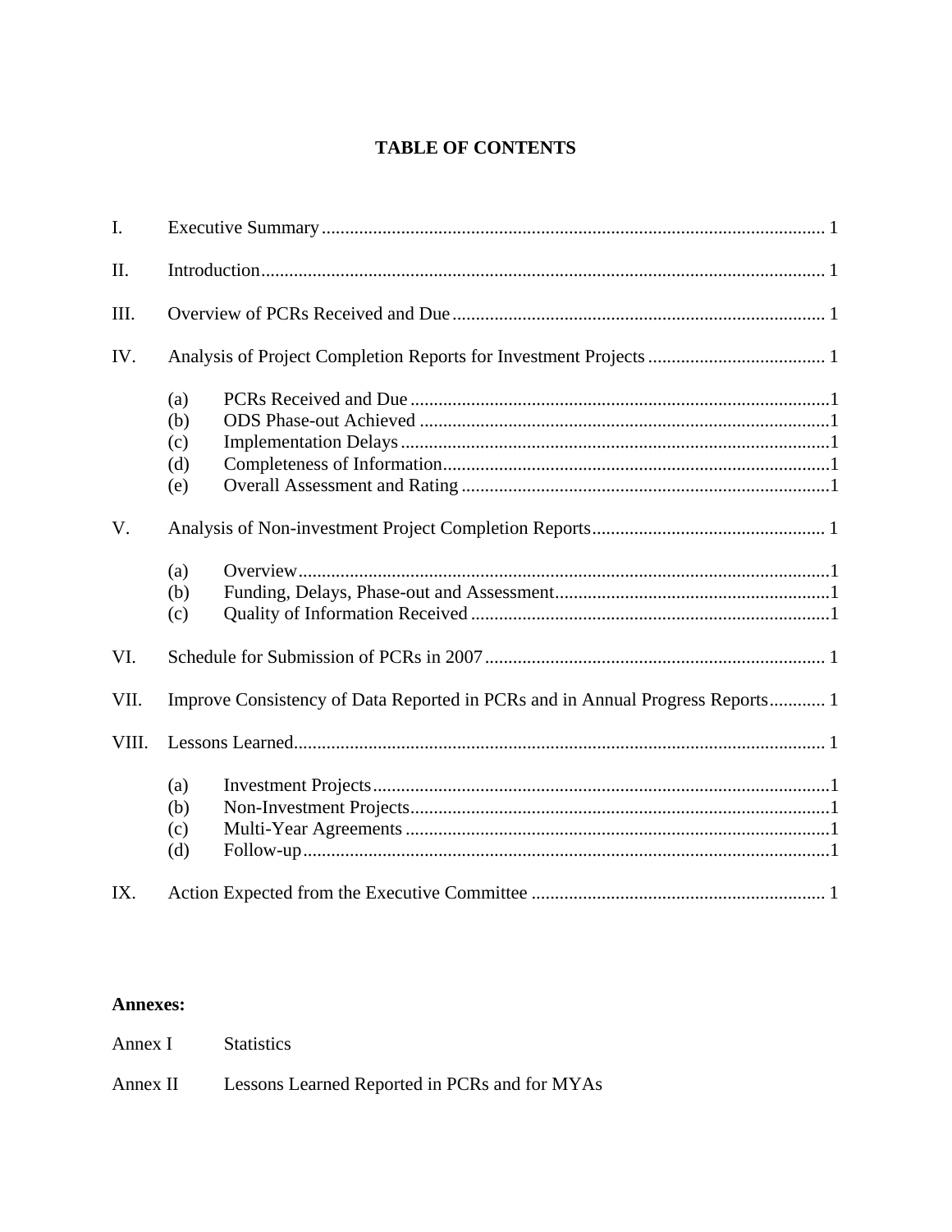# TABLE OF CONTENTS

I. Executive Summary ........ 1

II. Introduction ........ 1

III. Overview of PCRs Received and Due ........ 1

IV. Analysis of Project Completion Reports for Investment Projects ........ 1

- (a) PCRs Received and Due ........ 1
- (b) ODS Phase-out Achieved ........ 1
- (c) Implementation Delays ........ 1
- (d) Completeness of Information ........ 1
- (e) Overall Assessment and Rating ........ 1

V. Analysis of Non-investment Project Completion Reports ........ 1

- (a) Overview ........ 1
- (b) Funding, Delays, Phase-out and Assessment ........ 1
- (c) Quality of Information Received ........ 1

VI. Schedule for Submission of PCRs in 2007 ........ 1

VII. Improve Consistency of Data Reported in PCRs and in Annual Progress Reports ........ 1

VIII. Lessons Learned ........ 1

- (a) Investment Projects ........ 1
- (b) Non-Investment Projects ........ 1
- (c) Multi-Year Agreements ........ 1
- (d) Follow-up ........ 1

IX. Action Expected from the Executive Committee ........ 1

**Annexes:**

Annex I Statistics

Annex II Lessons Learned Reported in PCRs and for MYAs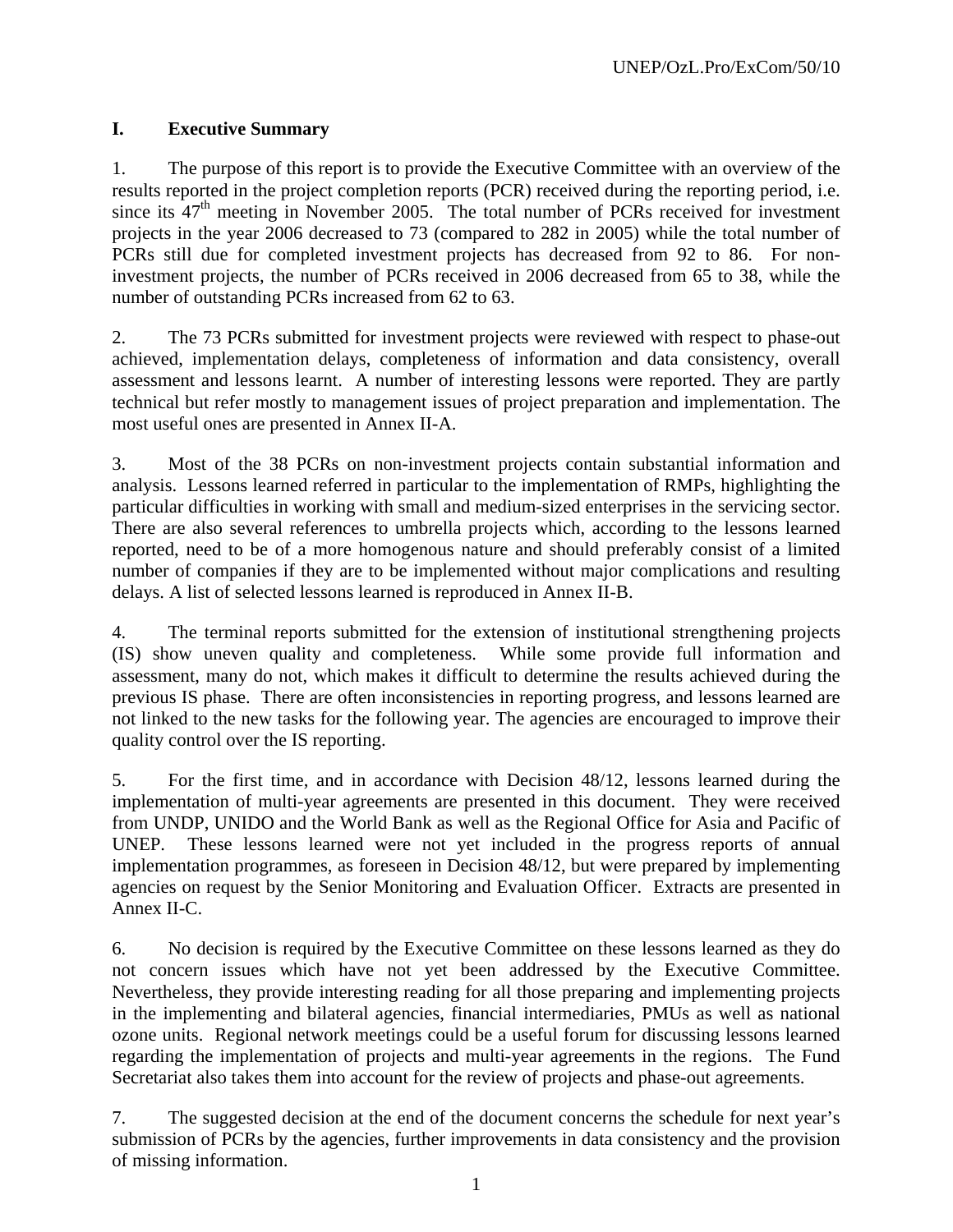## I. Executive Summary

1. The purpose of this report is to provide the Executive Committee with an overview of the results reported in the project completion reports (PCR) received during the reporting period, i.e. since its 47th meeting in November 2005. The total number of PCRs received for investment projects in the year 2006 decreased to 73 (compared to 282 in 2005) while the total number of PCRs still due for completed investment projects has decreased from 92 to 86. For non-investment projects, the number of PCRs received in 2006 decreased from 65 to 38, while the number of outstanding PCRs increased from 62 to 63.

2. The 73 PCRs submitted for investment projects were reviewed with respect to phase-out achieved, implementation delays, completeness of information and data consistency, overall assessment and lessons learnt. A number of interesting lessons were reported. They are partly technical but refer mostly to management issues of project preparation and implementation. The most useful ones are presented in Annex II-A.

3. Most of the 38 PCRs on non-investment projects contain substantial information and analysis. Lessons learned referred in particular to the implementation of RMPs, highlighting the particular difficulties in working with small and medium-sized enterprises in the servicing sector. There are also several references to umbrella projects which, according to the lessons learned reported, need to be of a more homogenous nature and should preferably consist of a limited number of companies if they are to be implemented without major complications and resulting delays. A list of selected lessons learned is reproduced in Annex II-B.

4. The terminal reports submitted for the extension of institutional strengthening projects (IS) show uneven quality and completeness. While some provide full information and assessment, many do not, which makes it difficult to determine the results achieved during the previous IS phase. There are often inconsistencies in reporting progress, and lessons learned are not linked to the new tasks for the following year. The agencies are encouraged to improve their quality control over the IS reporting.

5. For the first time, and in accordance with Decision 48/12, lessons learned during the implementation of multi-year agreements are presented in this document. They were received from UNDP, UNIDO and the World Bank as well as the Regional Office for Asia and Pacific of UNEP. These lessons learned were not yet included in the progress reports of annual implementation programmes, as foreseen in Decision 48/12, but were prepared by implementing agencies on request by the Senior Monitoring and Evaluation Officer. Extracts are presented in Annex II-C.

6. No decision is required by the Executive Committee on these lessons learned as they do not concern issues which have not yet been addressed by the Executive Committee. Nevertheless, they provide interesting reading for all those preparing and implementing projects in the implementing and bilateral agencies, financial intermediaries, PMUs as well as national ozone units. Regional network meetings could be a useful forum for discussing lessons learned regarding the implementation of projects and multi-year agreements in the regions. The Fund Secretariat also takes them into account for the review of projects and phase-out agreements.

7. The suggested decision at the end of the document concerns the schedule for next year's submission of PCRs by the agencies, further improvements in data consistency and the provision of missing information.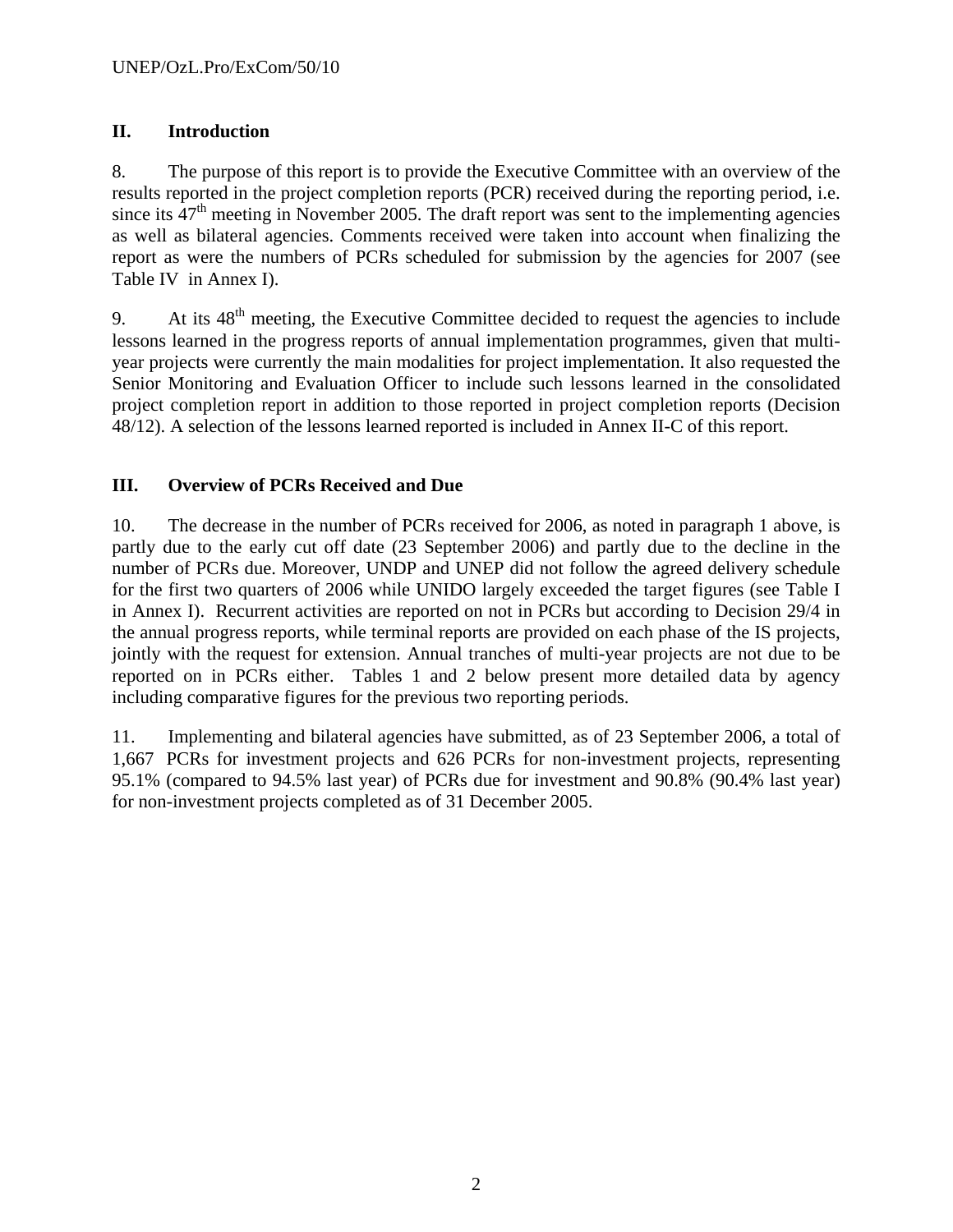## II. Introduction

8. The purpose of this report is to provide the Executive Committee with an overview of the results reported in the project completion reports (PCR) received during the reporting period, i.e. since its 47[th] meeting in November 2005. The draft report was sent to the implementing agencies as well as bilateral agencies. Comments received were taken into account when finalizing the report as were the numbers of PCRs scheduled for submission by the agencies for 2007 (see Table IV in Annex I).

9. At its 48[th] meeting, the Executive Committee decided to request the agencies to include lessons learned in the progress reports of annual implementation programmes, given that multi-year projects were currently the main modalities for project implementation. It also requested the Senior Monitoring and Evaluation Officer to include such lessons learned in the consolidated project completion report in addition to those reported in project completion reports (Decision 48/12). A selection of the lessons learned reported is included in Annex II-C of this report.

## III. Overview of PCRs Received and Due

10. The decrease in the number of PCRs received for 2006, as noted in paragraph 1 above, is partly due to the early cut off date (23 September 2006) and partly due to the decline in the number of PCRs due. Moreover, UNDP and UNEP did not follow the agreed delivery schedule for the first two quarters of 2006 while UNIDO largely exceeded the target figures (see Table I in Annex I). Recurrent activities are reported on not in PCRs but according to Decision 29/4 in the annual progress reports, while terminal reports are provided on each phase of the IS projects, jointly with the request for extension. Annual tranches of multi-year projects are not due to be reported on in PCRs either. Tables 1 and 2 below present more detailed data by agency including comparative figures for the previous two reporting periods.

11. Implementing and bilateral agencies have submitted, as of 23 September 2006, a total of 1,667 PCRs for investment projects and 626 PCRs for non-investment projects, representing 95.1% (compared to 94.5% last year) of PCRs due for investment and 90.8% (90.4% last year) for non-investment projects completed as of 31 December 2005.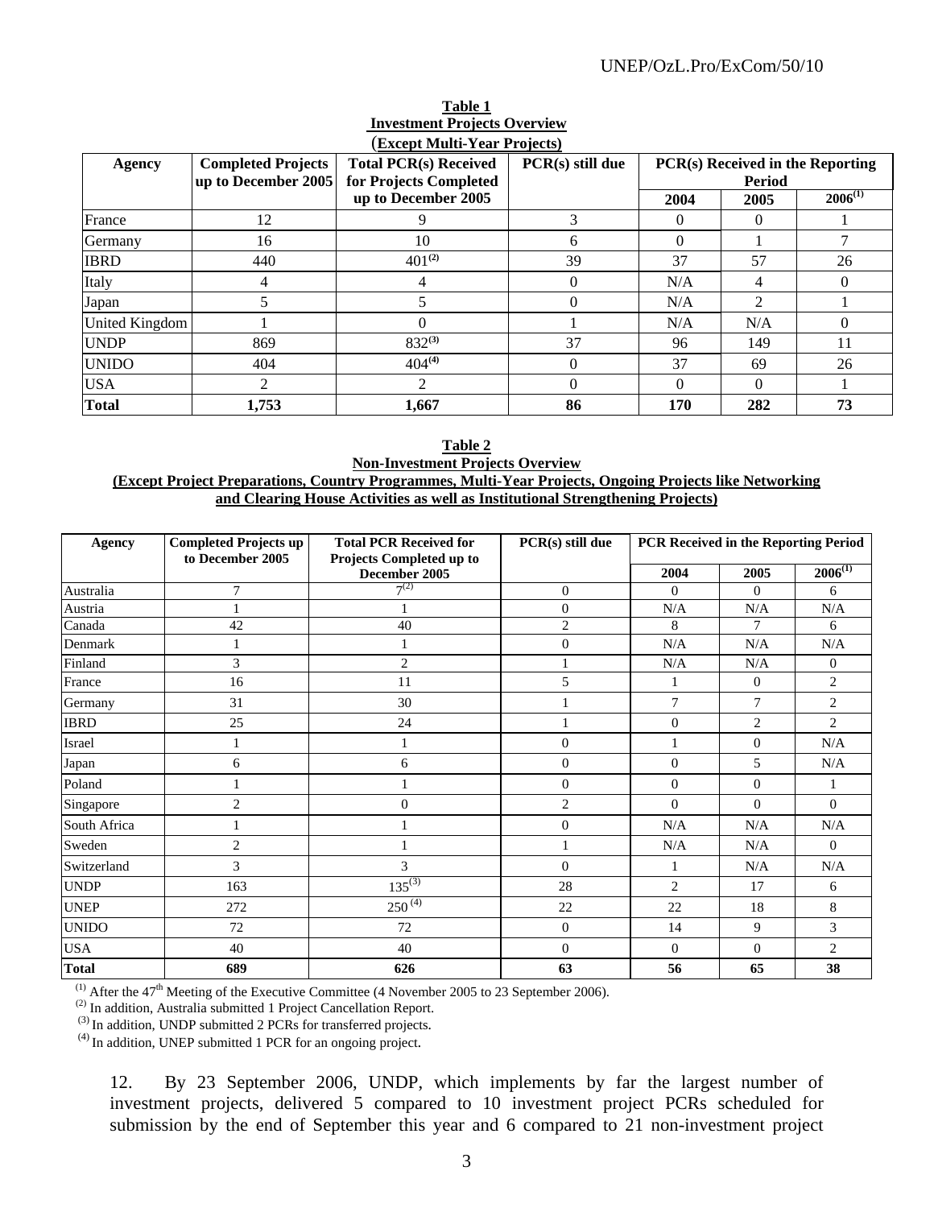**Table 1**
**Investment Projects Overview**
**(Except Multi-Year Projects)**

| Agency | Completed Projects up to December 2005 | Total PCR(s) Received for Projects Completed up to December 2005 | PCR(s) still due | PCR(s) Received in the Reporting Period | | |
|---|---|---|---|---|---|---|
| | | | | 2004 | 2005 | 2006[(1)] |
| France | 12 | 9 | 3 | 0 | 0 | 1 |
| Germany | 16 | 10 | 6 | 0 | 1 | 7 |
| IBRD | 440 | 401[(2)] | 39 | 37 | 57 | 26 |
| Italy | 4 | 4 | 0 | N/A | 4 | 0 |
| Japan | 5 | 5 | 0 | N/A | 2 | 1 |
| United Kingdom | 1 | 0 | 1 | N/A | N/A | 0 |
| UNDP | 869 | 832[(3)] | 37 | 96 | 149 | 11 |
| UNIDO | 404 | 404[(4)] | 0 | 37 | 69 | 26 |
| USA | 2 | 2 | 0 | 0 | 0 | 1 |
| **Total** | **1,753** | **1,667** | **86** | **170** | **282** | **73** |

**Table 2**
**Non-Investment Projects Overview**
**(Except Project Preparations, Country Programmes, Multi-Year Projects, Ongoing Projects like Networking and Clearing House Activities as well as Institutional Strengthening Projects)**

| Agency | Completed Projects up to December 2005 | Total PCR Received for Projects Completed up to December 2005 | PCR(s) still due | PCR Received in the Reporting Period | | |
|---|---|---|---|---|---|---|
| | | | | 2004 | 2005 | 2006[(1)] |
| Australia | 7 | 7[(2)] | 0 | 0 | 0 | 6 |
| Austria | 1 | 1 | 0 | N/A | N/A | N/A |
| Canada | 42 | 40 | 2 | 8 | 7 | 6 |
| Denmark | 1 | 1 | 0 | N/A | N/A | N/A |
| Finland | 3 | 2 | 1 | N/A | N/A | 0 |
| France | 16 | 11 | 5 | 1 | 0 | 2 |
| Germany | 31 | 30 | 1 | 7 | 7 | 2 |
| IBRD | 25 | 24 | 1 | 0 | 2 | 2 |
| Israel | 1 | 1 | 0 | 1 | 0 | N/A |
| Japan | 6 | 6 | 0 | 0 | 5 | N/A |
| Poland | 1 | 1 | 0 | 0 | 0 | 1 |
| Singapore | 2 | 0 | 2 | 0 | 0 | 0 |
| South Africa | 1 | 1 | 0 | N/A | N/A | N/A |
| Sweden | 2 | 1 | 1 | N/A | N/A | 0 |
| Switzerland | 3 | 3 | 0 | 1 | N/A | N/A |
| UNDP | 163 | 135[(3)] | 28 | 2 | 17 | 6 |
| UNEP | 272 | 250[(4)] | 22 | 22 | 18 | 8 |
| UNIDO | 72 | 72 | 0 | 14 | 9 | 3 |
| USA | 40 | 40 | 0 | 0 | 0 | 2 |
| **Total** | **689** | **626** | **63** | **56** | **65** | **38** |

(1) After the 47th Meeting of the Executive Committee (4 November 2005 to 23 September 2006).
(2) In addition, Australia submitted 1 Project Cancellation Report.
(3) In addition, UNDP submitted 2 PCRs for transferred projects.
(4) In addition, UNEP submitted 1 PCR for an ongoing project.

12. By 23 September 2006, UNDP, which implements by far the largest number of investment projects, delivered 5 compared to 10 investment project PCRs scheduled for submission by the end of September this year and 6 compared to 21 non-investment project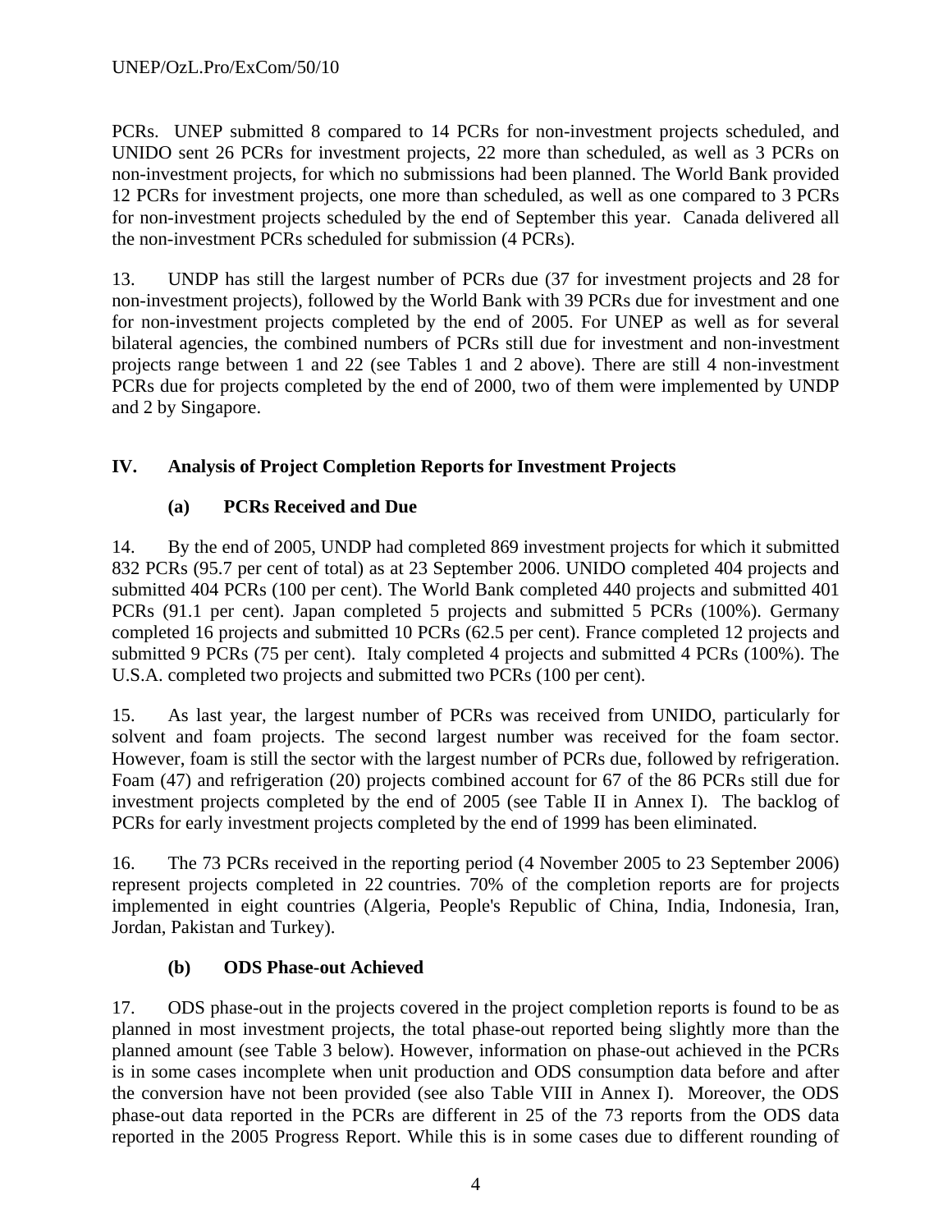PCRs. UNEP submitted 8 compared to 14 PCRs for non-investment projects scheduled, and UNIDO sent 26 PCRs for investment projects, 22 more than scheduled, as well as 3 PCRs on non-investment projects, for which no submissions had been planned. The World Bank provided 12 PCRs for investment projects, one more than scheduled, as well as one compared to 3 PCRs for non-investment projects scheduled by the end of September this year. Canada delivered all the non-investment PCRs scheduled for submission (4 PCRs).

13. UNDP has still the largest number of PCRs due (37 for investment projects and 28 for non-investment projects), followed by the World Bank with 39 PCRs due for investment and one for non-investment projects completed by the end of 2005. For UNEP as well as for several bilateral agencies, the combined numbers of PCRs still due for investment and non-investment projects range between 1 and 22 (see Tables 1 and 2 above). There are still 4 non-investment PCRs due for projects completed by the end of 2000, two of them were implemented by UNDP and 2 by Singapore.

## IV. Analysis of Project Completion Reports for Investment Projects

### (a) PCRs Received and Due

14. By the end of 2005, UNDP had completed 869 investment projects for which it submitted 832 PCRs (95.7 per cent of total) as at 23 September 2006. UNIDO completed 404 projects and submitted 404 PCRs (100 per cent). The World Bank completed 440 projects and submitted 401 PCRs (91.1 per cent). Japan completed 5 projects and submitted 5 PCRs (100%). Germany completed 16 projects and submitted 10 PCRs (62.5 per cent). France completed 12 projects and submitted 9 PCRs (75 per cent). Italy completed 4 projects and submitted 4 PCRs (100%). The U.S.A. completed two projects and submitted two PCRs (100 per cent).

15. As last year, the largest number of PCRs was received from UNIDO, particularly for solvent and foam projects. The second largest number was received for the foam sector. However, foam is still the sector with the largest number of PCRs due, followed by refrigeration. Foam (47) and refrigeration (20) projects combined account for 67 of the 86 PCRs still due for investment projects completed by the end of 2005 (see Table II in Annex I). The backlog of PCRs for early investment projects completed by the end of 1999 has been eliminated.

16. The 73 PCRs received in the reporting period (4 November 2005 to 23 September 2006) represent projects completed in 22 countries. 70% of the completion reports are for projects implemented in eight countries (Algeria, People's Republic of China, India, Indonesia, Iran, Jordan, Pakistan and Turkey).

### (b) ODS Phase-out Achieved

17. ODS phase-out in the projects covered in the project completion reports is found to be as planned in most investment projects, the total phase-out reported being slightly more than the planned amount (see Table 3 below). However, information on phase-out achieved in the PCRs is in some cases incomplete when unit production and ODS consumption data before and after the conversion have not been provided (see also Table VIII in Annex I). Moreover, the ODS phase-out data reported in the PCRs are different in 25 of the 73 reports from the ODS data reported in the 2005 Progress Report. While this is in some cases due to different rounding of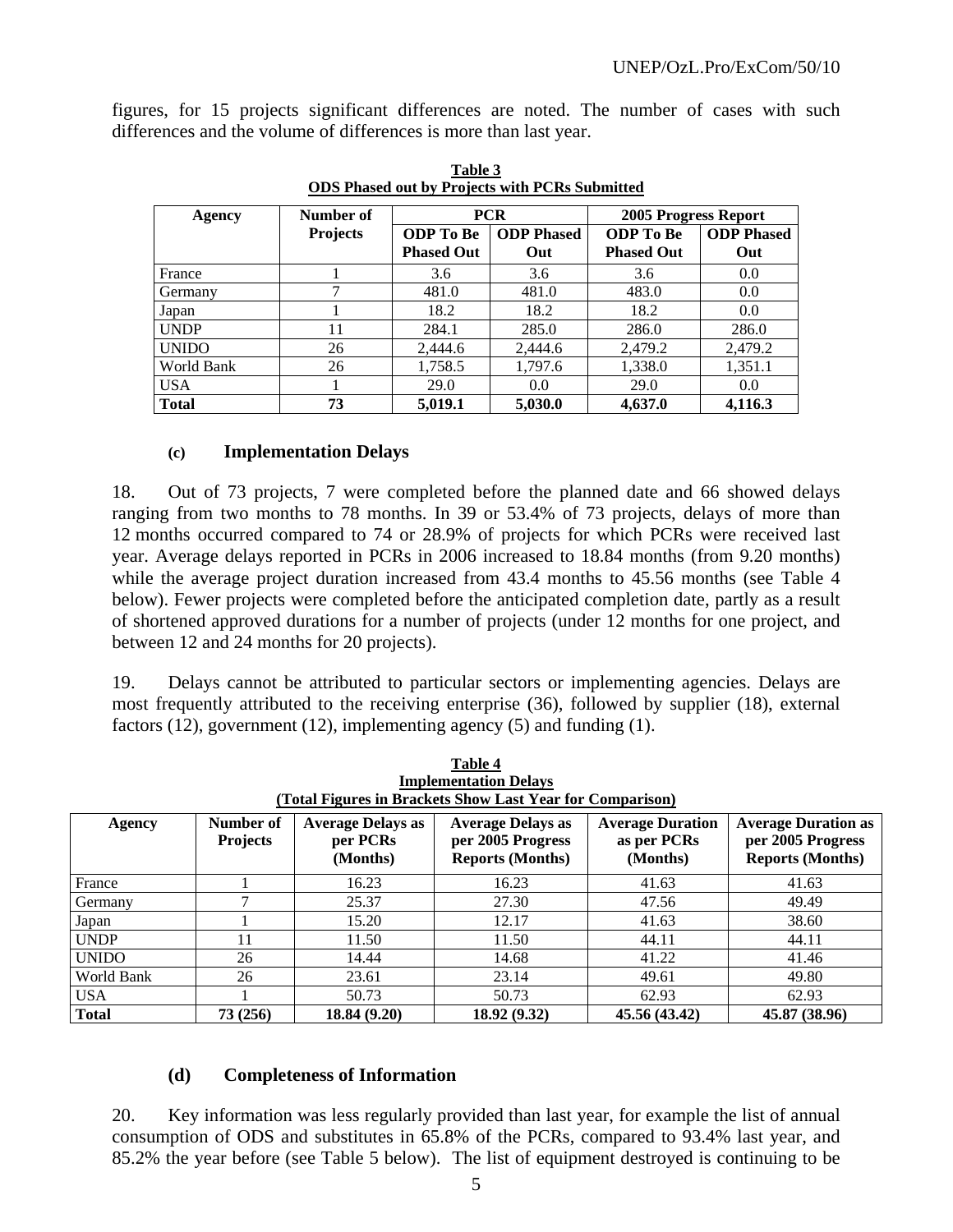figures, for 15 projects significant differences are noted. The number of cases with such differences and the volume of differences is more than last year.

**Table 3**
**ODS Phased out by Projects with PCRs Submitted**

| Agency | Number of Projects | PCR | | 2005 Progress Report | |
|---|---|---|---|---|---|
| | | ODP To Be Phased Out | ODP Phased Out | ODP To Be Phased Out | ODP Phased Out |
| France | 1 | 3.6 | 3.6 | 3.6 | 0.0 |
| Germany | 7 | 481.0 | 481.0 | 483.0 | 0.0 |
| Japan | 1 | 18.2 | 18.2 | 18.2 | 0.0 |
| UNDP | 11 | 284.1 | 285.0 | 286.0 | 286.0 |
| UNIDO | 26 | 2,444.6 | 2,444.6 | 2,479.2 | 2,479.2 |
| World Bank | 26 | 1,758.5 | 1,797.6 | 1,338.0 | 1,351.1 |
| USA | 1 | 29.0 | 0.0 | 29.0 | 0.0 |
| **Total** | **73** | **5,019.1** | **5,030.0** | **4,637.0** | **4,116.3** |

### (c) Implementation Delays

18. Out of 73 projects, 7 were completed before the planned date and 66 showed delays ranging from two months to 78 months. In 39 or 53.4% of 73 projects, delays of more than 12 months occurred compared to 74 or 28.9% of projects for which PCRs were received last year. Average delays reported in PCRs in 2006 increased to 18.84 months (from 9.20 months) while the average project duration increased from 43.4 months to 45.56 months (see Table 4 below). Fewer projects were completed before the anticipated completion date, partly as a result of shortened approved durations for a number of projects (under 12 months for one project, and between 12 and 24 months for 20 projects).

19. Delays cannot be attributed to particular sectors or implementing agencies. Delays are most frequently attributed to the receiving enterprise (36), followed by supplier (18), external factors (12), government (12), implementing agency (5) and funding (1).

**Table 4**
**Implementation Delays**
**(Total Figures in Brackets Show Last Year for Comparison)**

| Agency | Number of Projects | Average Delays as per PCRs (Months) | Average Delays as per 2005 Progress Reports (Months) | Average Duration as per PCRs (Months) | Average Duration as per 2005 Progress Reports (Months) |
|---|---|---|---|---|---|
| France | 1 | 16.23 | 16.23 | 41.63 | 41.63 |
| Germany | 7 | 25.37 | 27.30 | 47.56 | 49.49 |
| Japan | 1 | 15.20 | 12.17 | 41.63 | 38.60 |
| UNDP | 11 | 11.50 | 11.50 | 44.11 | 44.11 |
| UNIDO | 26 | 14.44 | 14.68 | 41.22 | 41.46 |
| World Bank | 26 | 23.61 | 23.14 | 49.61 | 49.80 |
| USA | 1 | 50.73 | 50.73 | 62.93 | 62.93 |
| **Total** | **73 (256)** | **18.84 (9.20)** | **18.92 (9.32)** | **45.56 (43.42)** | **45.87 (38.96)** |

### (d) Completeness of Information

20. Key information was less regularly provided than last year, for example the list of annual consumption of ODS and substitutes in 65.8% of the PCRs, compared to 93.4% last year, and 85.2% the year before (see Table 5 below). The list of equipment destroyed is continuing to be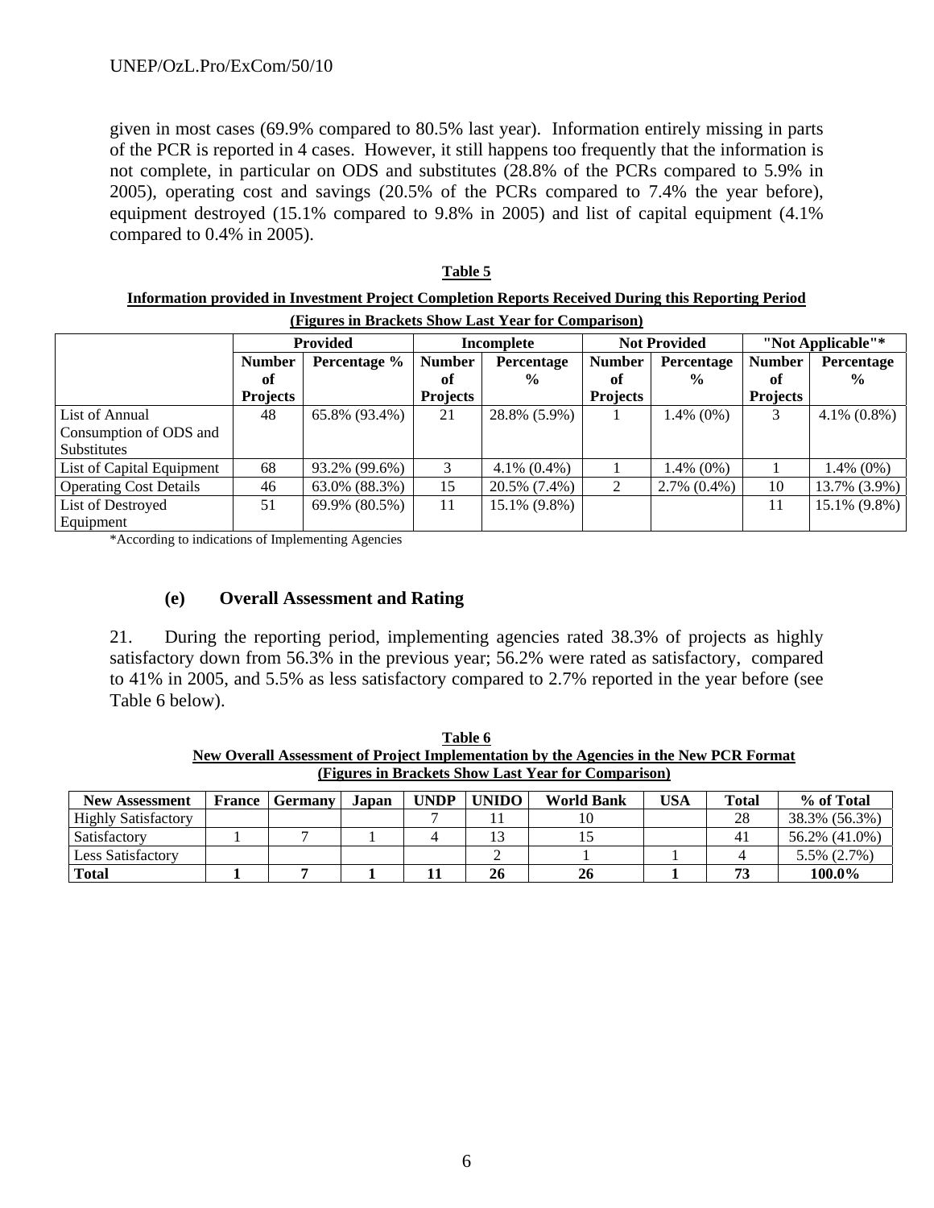given in most cases (69.9% compared to 80.5% last year). Information entirely missing in parts of the PCR is reported in 4 cases. However, it still happens too frequently that the information is not complete, in particular on ODS and substitutes (28.8% of the PCRs compared to 5.9% in 2005), operating cost and savings (20.5% of the PCRs compared to 7.4% the year before), equipment destroyed (15.1% compared to 9.8% in 2005) and list of capital equipment (4.1% compared to 0.4% in 2005).

**Table 5**

**Information provided in Investment Project Completion Reports Received During this Reporting Period**

**(Figures in Brackets Show Last Year for Comparison)**

| | Provided | | Incomplete | | Not Provided | | "Not Applicable"* | |
|---|---|---|---|---|---|---|---|---|
| | Number of Projects | Percentage % | Number of Projects | Percentage % | Number of Projects | Percentage % | Number of Projects | Percentage % |
| List of Annual Consumption of ODS and Substitutes | 48 | 65.8% (93.4%) | 21 | 28.8% (5.9%) | 1 | 1.4% (0%) | 3 | 4.1% (0.8%) |
| List of Capital Equipment | 68 | 93.2% (99.6%) | 3 | 4.1% (0.4%) | 1 | 1.4% (0%) | 1 | 1.4% (0%) |
| Operating Cost Details | 46 | 63.0% (88.3%) | 15 | 20.5% (7.4%) | 2 | 2.7% (0.4%) | 10 | 13.7% (3.9%) |
| List of Destroyed Equipment | 51 | 69.9% (80.5%) | 11 | 15.1% (9.8%) | | | 11 | 15.1% (9.8%) |

*According to indications of Implementing Agencies

### (e) Overall Assessment and Rating

21. During the reporting period, implementing agencies rated 38.3% of projects as highly satisfactory down from 56.3% in the previous year; 56.2% were rated as satisfactory, compared to 41% in 2005, and 5.5% as less satisfactory compared to 2.7% reported in the year before (see Table 6 below).

**Table 6**

**New Overall Assessment of Project Implementation by the Agencies in the New PCR Format**

**(Figures in Brackets Show Last Year for Comparison)**

| New Assessment | France | Germany | Japan | UNDP | UNIDO | World Bank | USA | Total | % of Total |
|---|---|---|---|---|---|---|---|---|---|
| Highly Satisfactory | | | | 7 | 11 | 10 | | 28 | 38.3% (56.3%) |
| Satisfactory | 1 | 7 | 1 | 4 | 13 | 15 | | 41 | 56.2% (41.0%) |
| Less Satisfactory | | | | | 2 | 1 | 1 | 4 | 5.5% (2.7%) |
| **Total** | **1** | **7** | **1** | **11** | **26** | **26** | **1** | **73** | **100.0%** |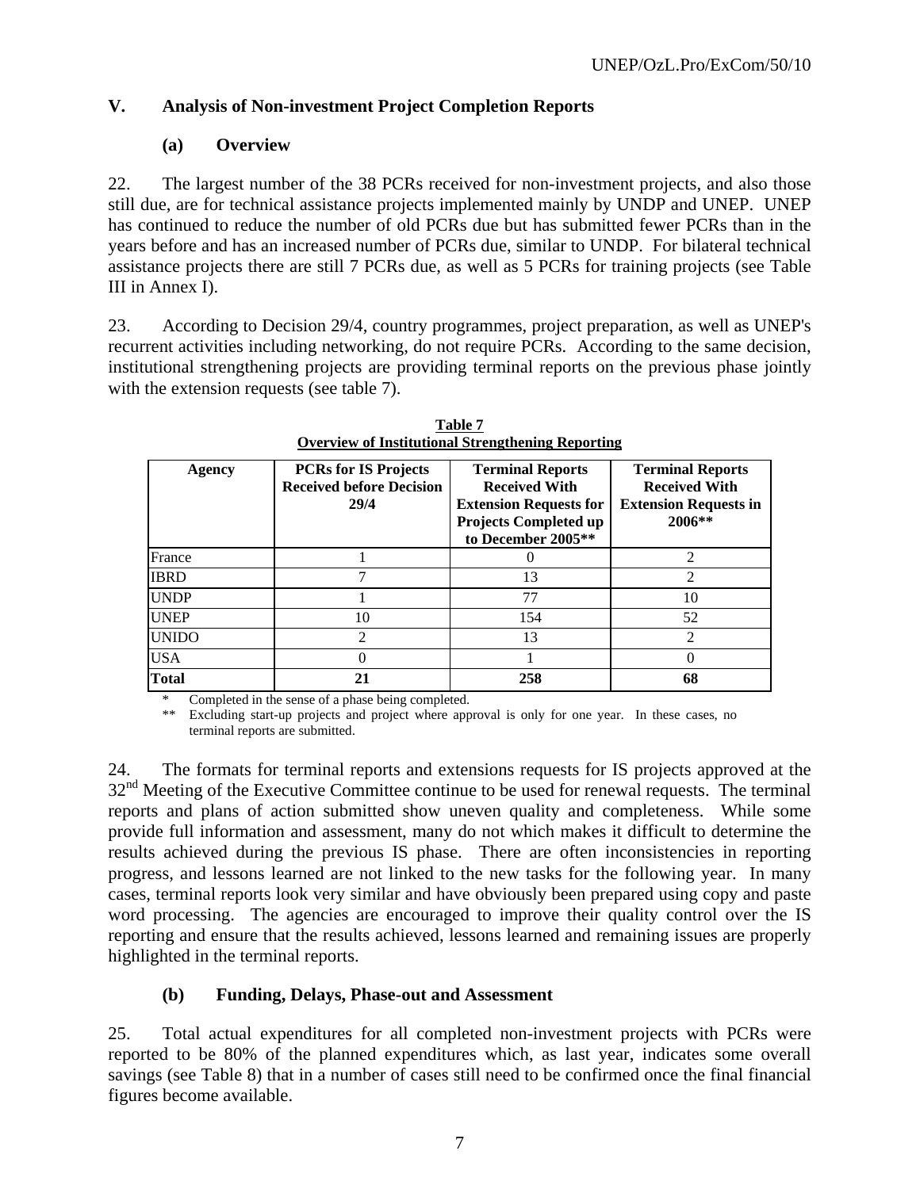## V. Analysis of Non-investment Project Completion Reports

### (a) Overview

22. The largest number of the 38 PCRs received for non-investment projects, and also those still due, are for technical assistance projects implemented mainly by UNDP and UNEP. UNEP has continued to reduce the number of old PCRs due but has submitted fewer PCRs than in the years before and has an increased number of PCRs due, similar to UNDP. For bilateral technical assistance projects there are still 7 PCRs due, as well as 5 PCRs for training projects (see Table III in Annex I).

23. According to Decision 29/4, country programmes, project preparation, as well as UNEP's recurrent activities including networking, do not require PCRs. According to the same decision, institutional strengthening projects are providing terminal reports on the previous phase jointly with the extension requests (see table 7).

**Table 7**
**Overview of Institutional Strengthening Reporting**

| Agency | PCRs for IS Projects Received before Decision 29/4 | Terminal Reports Received With Extension Requests for Projects Completed up to December 2005** | Terminal Reports Received With Extension Requests in 2006** |
|---|---|---|---|
| France | 1 | 0 | 2 |
| IBRD | 7 | 13 | 2 |
| UNDP | 1 | 77 | 10 |
| UNEP | 10 | 154 | 52 |
| UNIDO | 2 | 13 | 2 |
| USA | 0 | 1 | 0 |
| **Total** | **21** | **258** | **68** |

\* Completed in the sense of a phase being completed.
\*\* Excluding start-up projects and project where approval is only for one year. In these cases, no terminal reports are submitted.

24. The formats for terminal reports and extensions requests for IS projects approved at the 32nd Meeting of the Executive Committee continue to be used for renewal requests. The terminal reports and plans of action submitted show uneven quality and completeness. While some provide full information and assessment, many do not which makes it difficult to determine the results achieved during the previous IS phase. There are often inconsistencies in reporting progress, and lessons learned are not linked to the new tasks for the following year. In many cases, terminal reports look very similar and have obviously been prepared using copy and paste word processing. The agencies are encouraged to improve their quality control over the IS reporting and ensure that the results achieved, lessons learned and remaining issues are properly highlighted in the terminal reports.

### (b) Funding, Delays, Phase-out and Assessment

25. Total actual expenditures for all completed non-investment projects with PCRs were reported to be 80% of the planned expenditures which, as last year, indicates some overall savings (see Table 8) that in a number of cases still need to be confirmed once the final financial figures become available.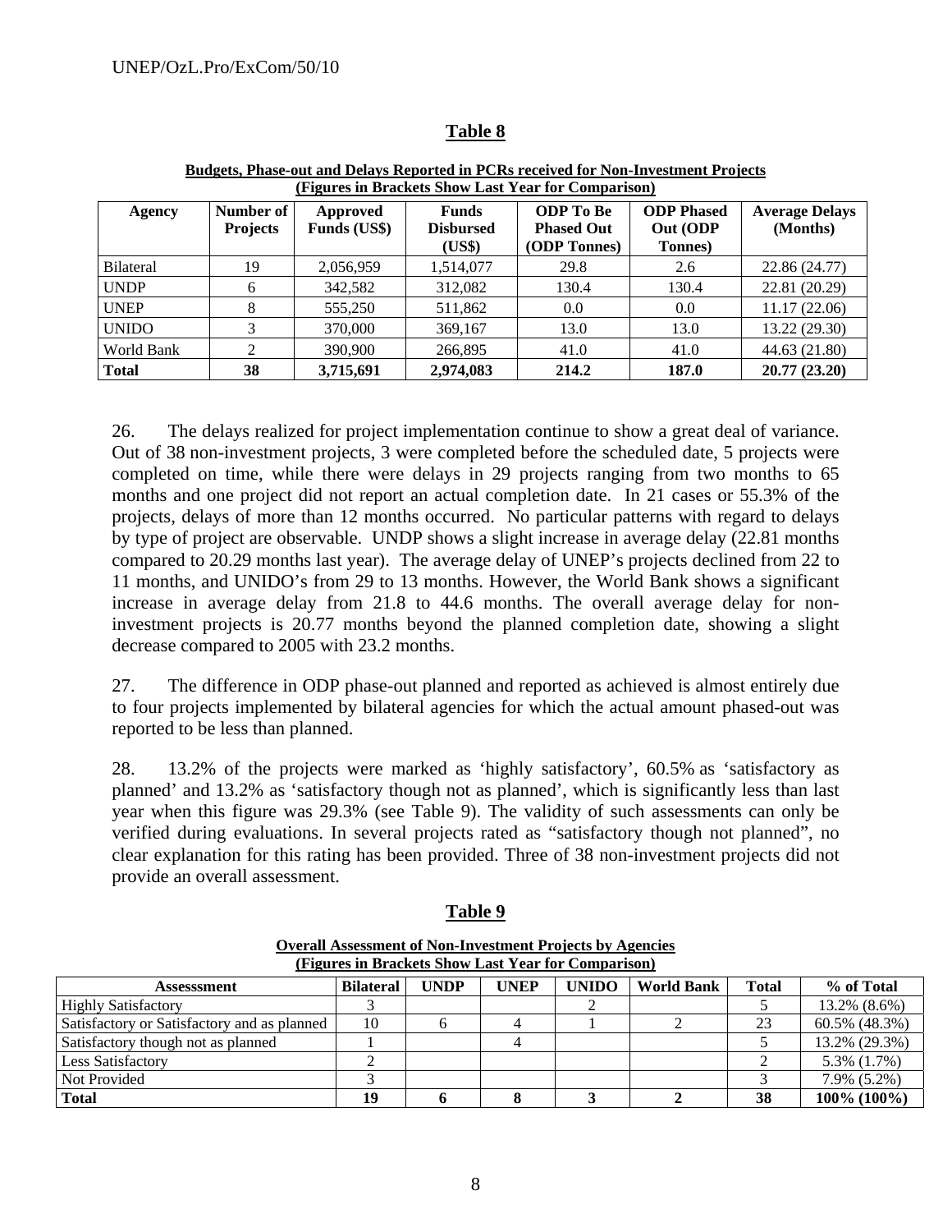## Table 8

**Budgets, Phase-out and Delays Reported in PCRs received for Non-Investment Projects (Figures in Brackets Show Last Year for Comparison)**

| Agency | Number of Projects | Approved Funds (US$) | Funds Disbursed (US$) | ODP To Be Phased Out (ODP Tonnes) | ODP Phased Out (ODP Tonnes) | Average Delays (Months) |
|---|---|---|---|---|---|---|
| Bilateral | 19 | 2,056,959 | 1,514,077 | 29.8 | 2.6 | 22.86 (24.77) |
| UNDP | 6 | 342,582 | 312,082 | 130.4 | 130.4 | 22.81 (20.29) |
| UNEP | 8 | 555,250 | 511,862 | 0.0 | 0.0 | 11.17 (22.06) |
| UNIDO | 3 | 370,000 | 369,167 | 13.0 | 13.0 | 13.22 (29.30) |
| World Bank | 2 | 390,900 | 266,895 | 41.0 | 41.0 | 44.63 (21.80) |
| **Total** | **38** | **3,715,691** | **2,974,083** | **214.2** | **187.0** | **20.77 (23.20)** |

26. The delays realized for project implementation continue to show a great deal of variance. Out of 38 non-investment projects, 3 were completed before the scheduled date, 5 projects were completed on time, while there were delays in 29 projects ranging from two months to 65 months and one project did not report an actual completion date. In 21 cases or 55.3% of the projects, delays of more than 12 months occurred. No particular patterns with regard to delays by type of project are observable. UNDP shows a slight increase in average delay (22.81 months compared to 20.29 months last year). The average delay of UNEP's projects declined from 22 to 11 months, and UNIDO's from 29 to 13 months. However, the World Bank shows a significant increase in average delay from 21.8 to 44.6 months. The overall average delay for non-investment projects is 20.77 months beyond the planned completion date, showing a slight decrease compared to 2005 with 23.2 months.

27. The difference in ODP phase-out planned and reported as achieved is almost entirely due to four projects implemented by bilateral agencies for which the actual amount phased-out was reported to be less than planned.

28. 13.2% of the projects were marked as 'highly satisfactory', 60.5% as 'satisfactory as planned' and 13.2% as 'satisfactory though not as planned', which is significantly less than last year when this figure was 29.3% (see Table 9). The validity of such assessments can only be verified during evaluations. In several projects rated as "satisfactory though not planned", no clear explanation for this rating has been provided. Three of 38 non-investment projects did not provide an overall assessment.

## Table 9

**Overall Assessment of Non-Investment Projects by Agencies (Figures in Brackets Show Last Year for Comparison)**

| Assesssment | Bilateral | UNDP | UNEP | UNIDO | World Bank | Total | % of Total |
|---|---|---|---|---|---|---|---|
| Highly Satisfactory | 3 | | | 2 | | 5 | 13.2% (8.6%) |
| Satisfactory or Satisfactory and as planned | 10 | 6 | 4 | 1 | 2 | 23 | 60.5% (48.3%) |
| Satisfactory though not as planned | 1 | | 4 | | | 5 | 13.2% (29.3%) |
| Less Satisfactory | 2 | | | | | 2 | 5.3% (1.7%) |
| Not Provided | 3 | | | | | 3 | 7.9% (5.2%) |
| **Total** | **19** | **6** | **8** | **3** | **2** | **38** | **100% (100%)** |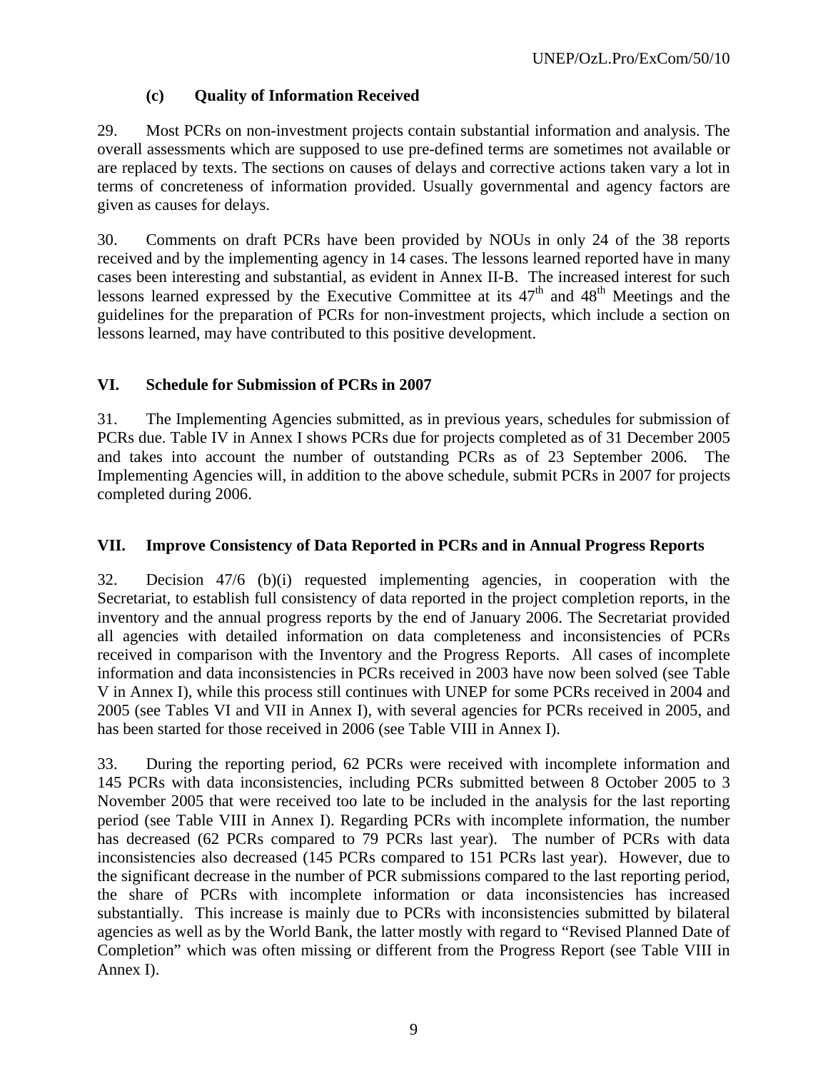### (c) Quality of Information Received

29. Most PCRs on non-investment projects contain substantial information and analysis. The overall assessments which are supposed to use pre-defined terms are sometimes not available or are replaced by texts. The sections on causes of delays and corrective actions taken vary a lot in terms of concreteness of information provided. Usually governmental and agency factors are given as causes for delays.

30. Comments on draft PCRs have been provided by NOUs in only 24 of the 38 reports received and by the implementing agency in 14 cases. The lessons learned reported have in many cases been interesting and substantial, as evident in Annex II-B. The increased interest for such lessons learned expressed by the Executive Committee at its 47th and 48th Meetings and the guidelines for the preparation of PCRs for non-investment projects, which include a section on lessons learned, may have contributed to this positive development.

## VI. Schedule for Submission of PCRs in 2007

31. The Implementing Agencies submitted, as in previous years, schedules for submission of PCRs due. Table IV in Annex I shows PCRs due for projects completed as of 31 December 2005 and takes into account the number of outstanding PCRs as of 23 September 2006. The Implementing Agencies will, in addition to the above schedule, submit PCRs in 2007 for projects completed during 2006.

## VII. Improve Consistency of Data Reported in PCRs and in Annual Progress Reports

32. Decision 47/6 (b)(i) requested implementing agencies, in cooperation with the Secretariat, to establish full consistency of data reported in the project completion reports, in the inventory and the annual progress reports by the end of January 2006. The Secretariat provided all agencies with detailed information on data completeness and inconsistencies of PCRs received in comparison with the Inventory and the Progress Reports. All cases of incomplete information and data inconsistencies in PCRs received in 2003 have now been solved (see Table V in Annex I), while this process still continues with UNEP for some PCRs received in 2004 and 2005 (see Tables VI and VII in Annex I), with several agencies for PCRs received in 2005, and has been started for those received in 2006 (see Table VIII in Annex I).

33. During the reporting period, 62 PCRs were received with incomplete information and 145 PCRs with data inconsistencies, including PCRs submitted between 8 October 2005 to 3 November 2005 that were received too late to be included in the analysis for the last reporting period (see Table VIII in Annex I). Regarding PCRs with incomplete information, the number has decreased (62 PCRs compared to 79 PCRs last year). The number of PCRs with data inconsistencies also decreased (145 PCRs compared to 151 PCRs last year). However, due to the significant decrease in the number of PCR submissions compared to the last reporting period, the share of PCRs with incomplete information or data inconsistencies has increased substantially. This increase is mainly due to PCRs with inconsistencies submitted by bilateral agencies as well as by the World Bank, the latter mostly with regard to "Revised Planned Date of Completion" which was often missing or different from the Progress Report (see Table VIII in Annex I).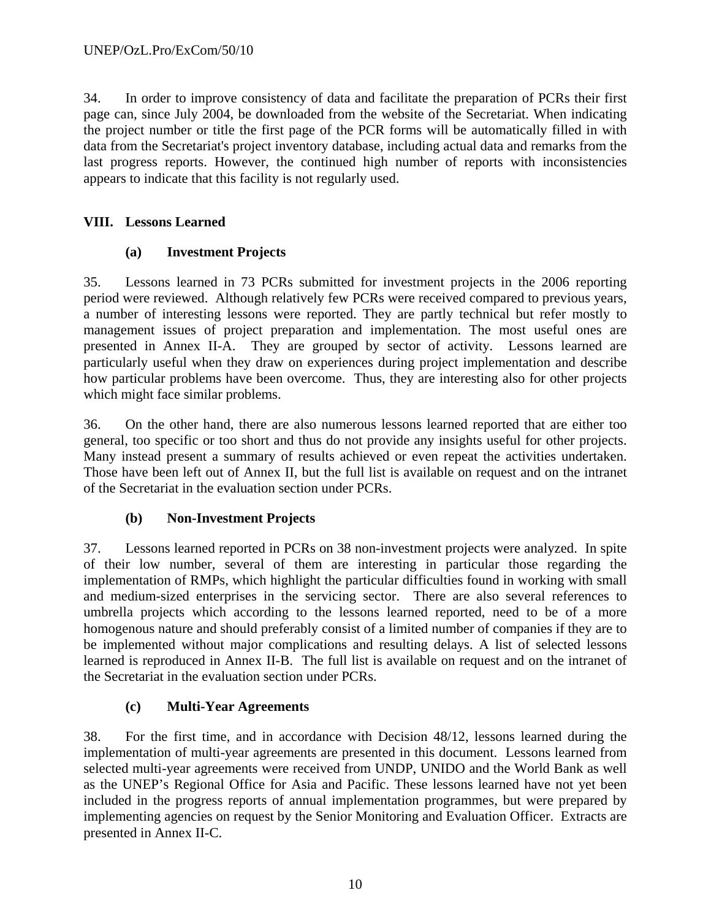34. In order to improve consistency of data and facilitate the preparation of PCRs their first page can, since July 2004, be downloaded from the website of the Secretariat. When indicating the project number or title the first page of the PCR forms will be automatically filled in with data from the Secretariat's project inventory database, including actual data and remarks from the last progress reports. However, the continued high number of reports with inconsistencies appears to indicate that this facility is not regularly used.

## VIII. Lessons Learned

### (a) Investment Projects

35. Lessons learned in 73 PCRs submitted for investment projects in the 2006 reporting period were reviewed. Although relatively few PCRs were received compared to previous years, a number of interesting lessons were reported. They are partly technical but refer mostly to management issues of project preparation and implementation. The most useful ones are presented in Annex II-A. They are grouped by sector of activity. Lessons learned are particularly useful when they draw on experiences during project implementation and describe how particular problems have been overcome. Thus, they are interesting also for other projects which might face similar problems.

36. On the other hand, there are also numerous lessons learned reported that are either too general, too specific or too short and thus do not provide any insights useful for other projects. Many instead present a summary of results achieved or even repeat the activities undertaken. Those have been left out of Annex II, but the full list is available on request and on the intranet of the Secretariat in the evaluation section under PCRs.

### (b) Non-Investment Projects

37. Lessons learned reported in PCRs on 38 non-investment projects were analyzed. In spite of their low number, several of them are interesting in particular those regarding the implementation of RMPs, which highlight the particular difficulties found in working with small and medium-sized enterprises in the servicing sector. There are also several references to umbrella projects which according to the lessons learned reported, need to be of a more homogenous nature and should preferably consist of a limited number of companies if they are to be implemented without major complications and resulting delays. A list of selected lessons learned is reproduced in Annex II-B. The full list is available on request and on the intranet of the Secretariat in the evaluation section under PCRs.

### (c) Multi-Year Agreements

38. For the first time, and in accordance with Decision 48/12, lessons learned during the implementation of multi-year agreements are presented in this document. Lessons learned from selected multi-year agreements were received from UNDP, UNIDO and the World Bank as well as the UNEP's Regional Office for Asia and Pacific. These lessons learned have not yet been included in the progress reports of annual implementation programmes, but were prepared by implementing agencies on request by the Senior Monitoring and Evaluation Officer. Extracts are presented in Annex II-C.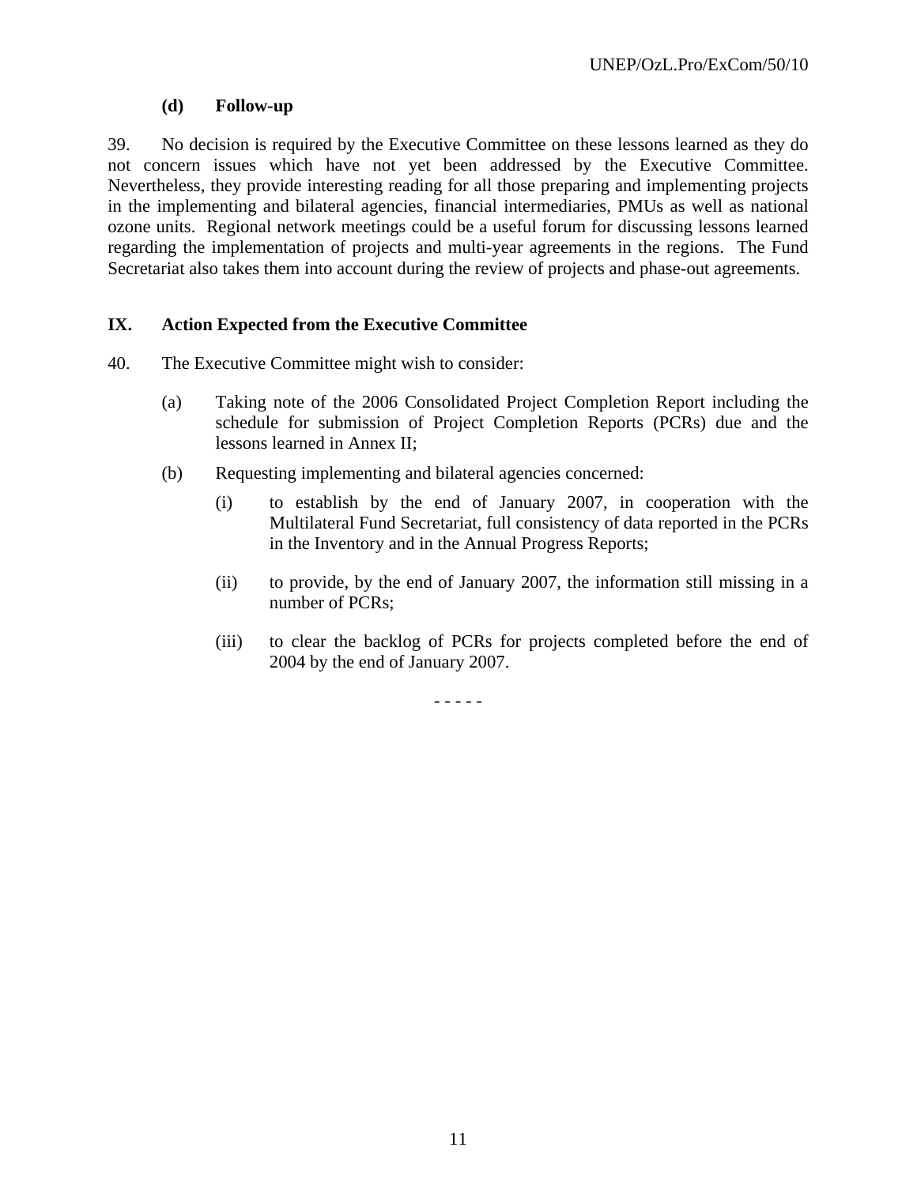### (d) Follow-up

39. No decision is required by the Executive Committee on these lessons learned as they do not concern issues which have not yet been addressed by the Executive Committee. Nevertheless, they provide interesting reading for all those preparing and implementing projects in the implementing and bilateral agencies, financial intermediaries, PMUs as well as national ozone units. Regional network meetings could be a useful forum for discussing lessons learned regarding the implementation of projects and multi-year agreements in the regions. The Fund Secretariat also takes them into account during the review of projects and phase-out agreements.

## IX. Action Expected from the Executive Committee

40. The Executive Committee might wish to consider:

(a) Taking note of the 2006 Consolidated Project Completion Report including the schedule for submission of Project Completion Reports (PCRs) due and the lessons learned in Annex II;

(b) Requesting implementing and bilateral agencies concerned:

(i) to establish by the end of January 2007, in cooperation with the Multilateral Fund Secretariat, full consistency of data reported in the PCRs in the Inventory and in the Annual Progress Reports;

(ii) to provide, by the end of January 2007, the information still missing in a number of PCRs;

(iii) to clear the backlog of PCRs for projects completed before the end of 2004 by the end of January 2007.

- - - - -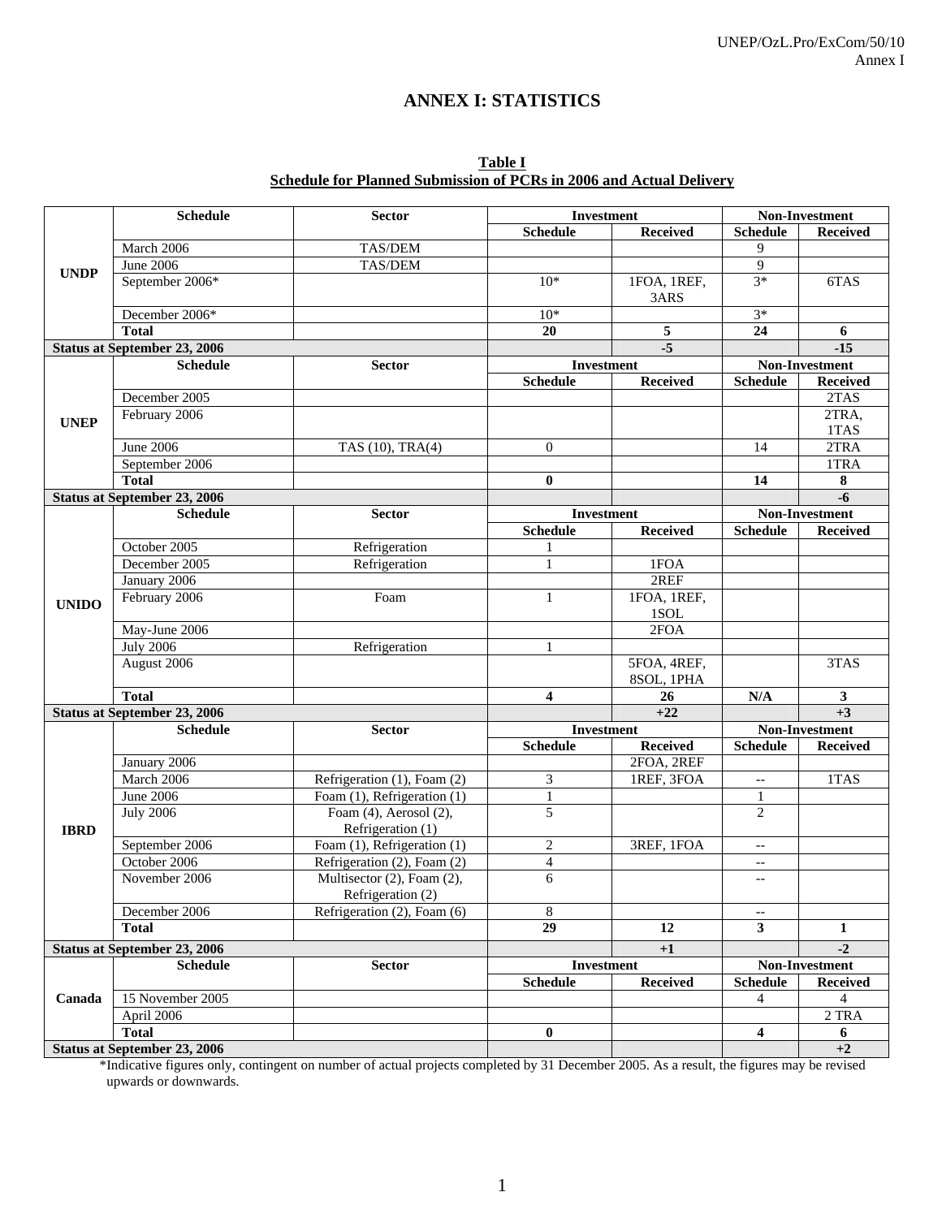# ANNEX I: STATISTICS

**Table I**
**Schedule for Planned Submission of PCRs in 2006 and Actual Delivery**

| | Schedule | Sector | Investment | | Non-Investment | |
|---|---|---|---|---|---|---|
| | | | Schedule | Received | Schedule | Received |
| UNDP | March 2006 | TAS/DEM | | | 9 | |
| | June 2006 | TAS/DEM | | | 9 | |
| | September 2006* | | 10* | 1FOA, 1REF, 3ARS | 3* | 6TAS |
| | December 2006* | | 10* | | 3* | |
| | **Total** | | **20** | **5** | **24** | **6** |
| **Status at September 23, 2006** | | | | **-5** | | **-15** |
| | **Schedule** | **Sector** | **Investment** | | **Non-Investment** | |
| | | | **Schedule** | **Received** | **Schedule** | **Received** |
| UNEP | December 2005 | | | | | 2TAS |
| | February 2006 | | | | | 2TRA, 1TAS |
| | June 2006 | TAS (10), TRA(4) | 0 | | 14 | 2TRA |
| | September 2006 | | | | | 1TRA |
| | **Total** | | **0** | | **14** | **8** |
| **Status at September 23, 2006** | | | | | | **-6** |
| | **Schedule** | **Sector** | **Investment** | | **Non-Investment** | |
| | | | **Schedule** | **Received** | **Schedule** | **Received** |
| UNIDO | October 2005 | Refrigeration | 1 | | | |
| | December 2005 | Refrigeration | 1 | 1FOA | | |
| | January 2006 | | | 2REF | | |
| | February 2006 | Foam | 1 | 1FOA, 1REF, 1SOL | | |
| | May-June 2006 | | | 2FOA | | |
| | July 2006 | Refrigeration | 1 | | | |
| | August 2006 | | | 5FOA, 4REF, 8SOL, 1PHA | | 3TAS |
| | **Total** | | **4** | **26** | **N/A** | **3** |
| **Status at September 23, 2006** | | | | **+22** | | **+3** |
| | **Schedule** | **Sector** | **Investment** | | **Non-Investment** | |
| | | | **Schedule** | **Received** | **Schedule** | **Received** |
| IBRD | January 2006 | | | 2FOA, 2REF | | |
| | March 2006 | Refrigeration (1), Foam (2) | 3 | 1REF, 3FOA | -- | 1TAS |
| | June 2006 | Foam (1), Refrigeration (1) | 1 | | 1 | |
| | July 2006 | Foam (4), Aerosol (2), Refrigeration (1) | 5 | | 2 | |
| | September 2006 | Foam (1), Refrigeration (1) | 2 | 3REF, 1FOA | -- | |
| | October 2006 | Refrigeration (2), Foam (2) | 4 | | -- | |
| | November 2006 | Multisector (2), Foam (2), Refrigeration (2) | 6 | | -- | |
| | December 2006 | Refrigeration (2), Foam (6) | 8 | | -- | |
| | **Total** | | **29** | **12** | **3** | **1** |
| **Status at September 23, 2006** | | | | **+1** | | **-2** |
| | **Schedule** | **Sector** | **Investment** | | **Non-Investment** | |
| | | | **Schedule** | **Received** | **Schedule** | **Received** |
| Canada | 15 November 2005 | | | | 4 | 4 |
| | April 2006 | | | | | 2 TRA |
| | **Total** | | **0** | | **4** | **6** |
| **Status at September 23, 2006** | | | | | | **+2** |

*Indicative figures only, contingent on number of actual projects completed by 31 December 2005. As a result, the figures may be revised upwards or downwards.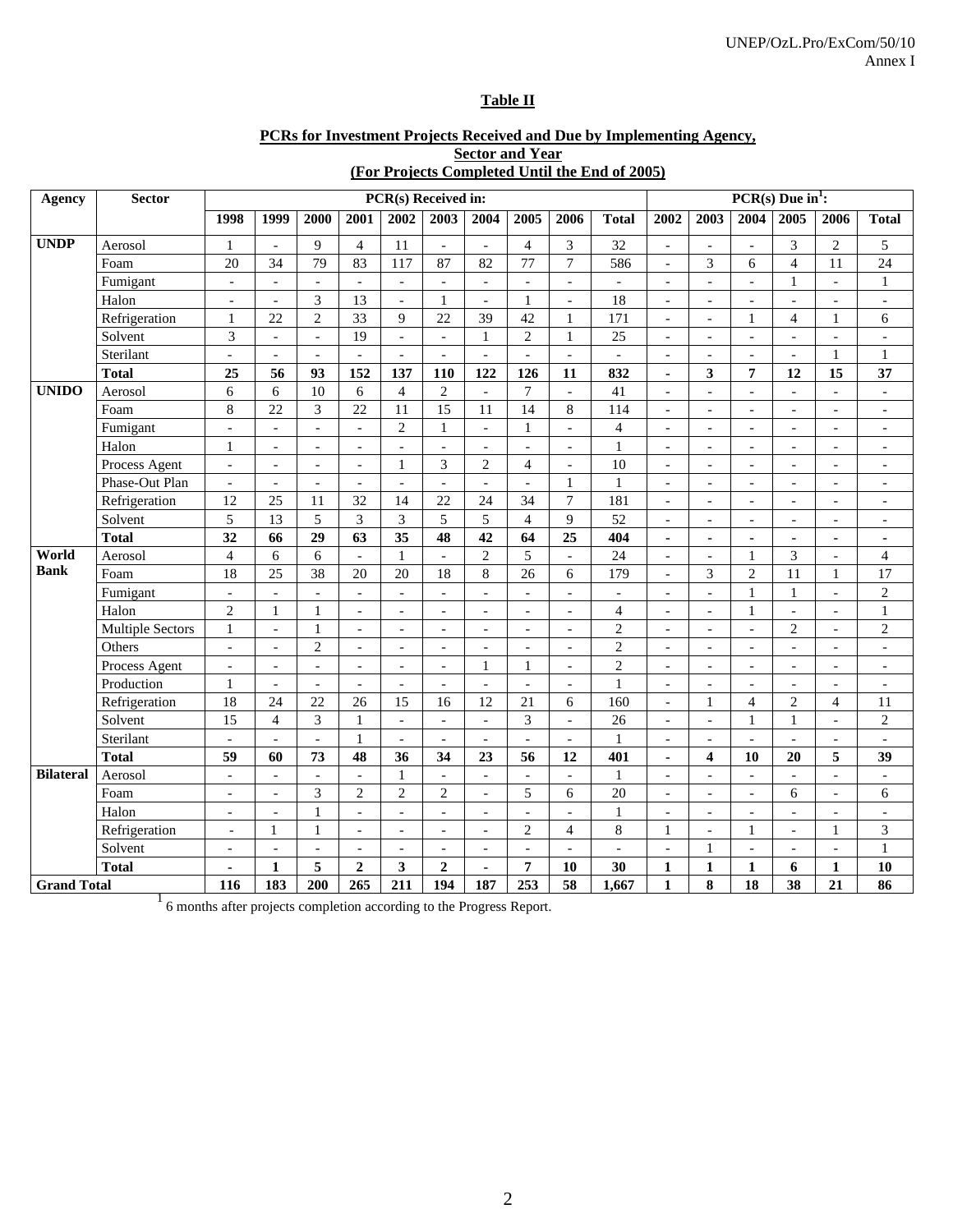**Table II**

**PCRs for Investment Projects Received and Due by Implementing Agency, Sector and Year (For Projects Completed Until the End of 2005)**

| Agency | Sector | PCR(s) Received in: | | | | | | | | | | PCR(s) Due in[1]: | | | | | |
|---|---|---|---|---|---|---|---|---|---|---|---|---|---|---|---|---|---|
| | | 1998 | 1999 | 2000 | 2001 | 2002 | 2003 | 2004 | 2005 | 2006 | Total | 2002 | 2003 | 2004 | 2005 | 2006 | Total |
| **UNDP** | Aerosol | 1 | - | 9 | 4 | 11 | - | - | 4 | 3 | 32 | - | - | - | 3 | 2 | 5 |
| | Foam | 20 | 34 | 79 | 83 | 117 | 87 | 82 | 77 | 7 | 586 | - | 3 | 6 | 4 | 11 | 24 |
| | Fumigant | - | - | - | - | - | - | - | - | - | - | - | - | - | 1 | - | 1 |
| | Halon | - | - | 3 | 13 | - | 1 | - | 1 | - | 18 | - | - | - | - | - | - |
| | Refrigeration | 1 | 22 | 2 | 33 | 9 | 22 | 39 | 42 | 1 | 171 | - | - | 1 | 4 | 1 | 6 |
| | Solvent | 3 | - | - | 19 | - | - | 1 | 2 | 1 | 25 | - | - | - | - | - | - |
| | Sterilant | - | - | - | - | - | - | - | - | - | - | - | - | - | - | 1 | 1 |
| | **Total** | **25** | **56** | **93** | **152** | **137** | **110** | **122** | **126** | **11** | **832** | **-** | **3** | **7** | **12** | **15** | **37** |
| **UNIDO** | Aerosol | 6 | 6 | 10 | 6 | 4 | 2 | - | 7 | - | 41 | - | - | - | - | - | - |
| | Foam | 8 | 22 | 3 | 22 | 11 | 15 | 11 | 14 | 8 | 114 | - | - | - | - | - | - |
| | Fumigant | - | - | - | - | 2 | 1 | - | 1 | - | 4 | - | - | - | - | - | - |
| | Halon | 1 | - | - | - | - | - | - | - | - | 1 | - | - | - | - | - | - |
| | Process Agent | - | - | - | - | 1 | 3 | 2 | 4 | - | 10 | - | - | - | - | - | - |
| | Phase-Out Plan | - | - | - | - | - | - | - | - | 1 | 1 | - | - | - | - | - | - |
| | Refrigeration | 12 | 25 | 11 | 32 | 14 | 22 | 24 | 34 | 7 | 181 | - | - | - | - | - | - |
| | Solvent | 5 | 13 | 5 | 3 | 3 | 5 | 5 | 4 | 9 | 52 | - | - | - | - | - | - |
| | **Total** | **32** | **66** | **29** | **63** | **35** | **48** | **42** | **64** | **25** | **404** | **-** | **-** | **-** | **-** | **-** | **-** |
| **World Bank** | Aerosol | 4 | 6 | 6 | - | 1 | - | 2 | 5 | - | 24 | - | - | 1 | 3 | - | 4 |
| | Foam | 18 | 25 | 38 | 20 | 20 | 18 | 8 | 26 | 6 | 179 | - | 3 | 2 | 11 | 1 | 17 |
| | Fumigant | - | - | - | - | - | - | - | - | - | - | - | - | 1 | 1 | - | 2 |
| | Halon | 2 | 1 | 1 | - | - | - | - | - | - | 4 | - | - | 1 | - | - | 1 |
| | Multiple Sectors | 1 | - | 1 | - | - | - | - | - | - | 2 | - | - | - | 2 | - | 2 |
| | Others | - | - | 2 | - | - | - | - | - | - | 2 | - | - | - | - | - | - |
| | Process Agent | - | - | - | - | - | - | 1 | 1 | - | 2 | - | - | - | - | - | - |
| | Production | 1 | - | - | - | - | - | - | - | - | 1 | - | - | - | - | - | - |
| | Refrigeration | 18 | 24 | 22 | 26 | 15 | 16 | 12 | 21 | 6 | 160 | - | 1 | 4 | 2 | 4 | 11 |
| | Solvent | 15 | 4 | 3 | 1 | - | - | - | 3 | - | 26 | - | - | 1 | 1 | - | 2 |
| | Sterilant | - | - | - | 1 | - | - | - | - | - | 1 | - | - | - | - | - | - |
| | **Total** | **59** | **60** | **73** | **48** | **36** | **34** | **23** | **56** | **12** | **401** | **-** | **4** | **10** | **20** | **5** | **39** |
| **Bilateral** | Aerosol | - | - | - | - | 1 | - | - | - | - | 1 | - | - | - | - | - | - |
| | Foam | - | - | 3 | 2 | 2 | 2 | - | 5 | 6 | 20 | - | - | - | 6 | - | 6 |
| | Halon | - | - | 1 | - | - | - | - | - | - | 1 | - | - | - | - | - | - |
| | Refrigeration | - | 1 | 1 | - | - | - | - | 2 | 4 | 8 | 1 | - | 1 | - | 1 | 3 |
| | Solvent | - | - | - | - | - | - | - | - | - | - | - | 1 | - | - | - | 1 |
| | **Total** | **-** | **1** | **5** | **2** | **3** | **2** | **-** | **7** | **10** | **30** | **1** | **1** | **1** | **6** | **1** | **10** |
| **Grand Total** | | **116** | **183** | **200** | **265** | **211** | **194** | **187** | **253** | **58** | **1,667** | **1** | **8** | **18** | **38** | **21** | **86** |

[1] 6 months after projects completion according to the Progress Report.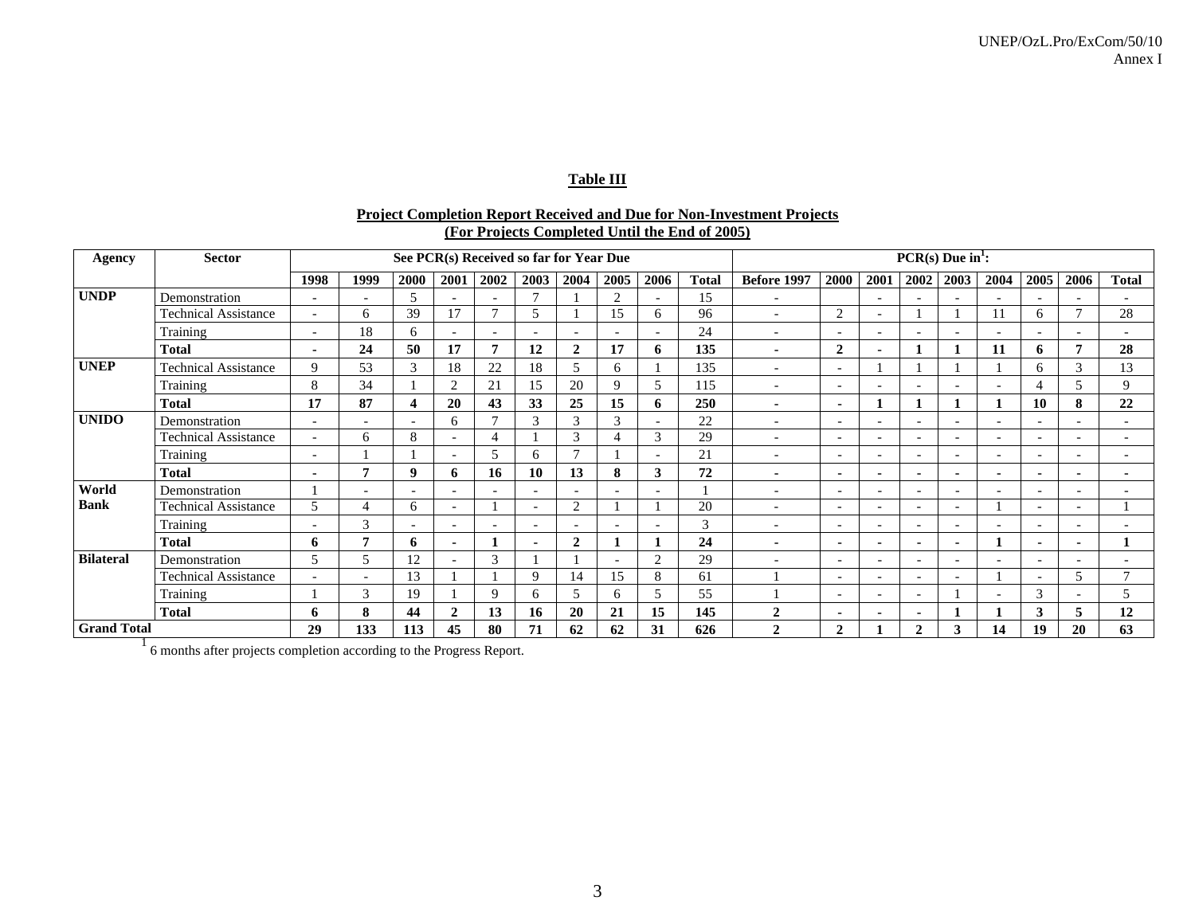**Table III**

**Project Completion Report Received and Due for Non-Investment Projects (For Projects Completed Until the End of 2005)**

| Agency | Sector | See PCR(s) Received so far for Year Due | | | | | | | | | | PCR(s) Due in[1]: | | | | | | | | | |
|---|---|---|---|---|---|---|---|---|---|---|---|---|---|---|---|---|---|---|---|---|---|
| | | 1998 | 1999 | 2000 | 2001 | 2002 | 2003 | 2004 | 2005 | 2006 | Total | Before 1997 | 2000 | 2001 | 2002 | 2003 | 2004 | 2005 | 2006 | Total |
| **UNDP** | Demonstration | - | - | 5 | - | - | 7 | 1 | 2 | - | 15 | - | | - | - | - | - | - | - | - |
| | Technical Assistance | - | 6 | 39 | 17 | 7 | 5 | 1 | 15 | 6 | 96 | - | 2 | - | 1 | 1 | 11 | 6 | 7 | 28 |
| | Training | - | 18 | 6 | - | - | - | - | - | - | 24 | - | - | - | - | - | - | - | - | - |
| | **Total** | **-** | **24** | **50** | **17** | **7** | **12** | **2** | **17** | **6** | **135** | **-** | **2** | **-** | **1** | **1** | **11** | **6** | **7** | **28** |
| **UNEP** | Technical Assistance | 9 | 53 | 3 | 18 | 22 | 18 | 5 | 6 | 1 | 135 | - | - | 1 | 1 | 1 | 1 | 6 | 3 | 13 |
| | Training | 8 | 34 | 1 | 2 | 21 | 15 | 20 | 9 | 5 | 115 | - | - | - | - | - | - | 4 | 5 | 9 |
| | **Total** | **17** | **87** | **4** | **20** | **43** | **33** | **25** | **15** | **6** | **250** | **-** | **-** | **1** | **1** | **1** | **1** | **10** | **8** | **22** |
| **UNIDO** | Demonstration | - | - | - | 6 | 7 | 3 | 3 | 3 | - | 22 | - | - | - | - | - | - | - | - | - |
| | Technical Assistance | - | 6 | 8 | - | 4 | 1 | 3 | 4 | 3 | 29 | - | - | - | - | - | - | - | - | - |
| | Training | - | 1 | 1 | - | 5 | 6 | 7 | 1 | - | 21 | - | - | - | - | - | - | - | - | - |
| | **Total** | **-** | **7** | **9** | **6** | **16** | **10** | **13** | **8** | **3** | **72** | **-** | **-** | **-** | **-** | **-** | **-** | **-** | **-** | **-** |
| **World Bank** | Demonstration | 1 | - | - | - | - | - | - | - | - | 1 | - | - | - | - | - | - | - | - | - |
| | Technical Assistance | 5 | 4 | 6 | - | 1 | - | 2 | 1 | 1 | 20 | - | - | - | - | - | 1 | - | - | 1 |
| | Training | - | 3 | - | - | - | - | - | - | - | 3 | - | - | - | - | - | - | - | - | - |
| | **Total** | **6** | **7** | **6** | **-** | **1** | **-** | **2** | **1** | **1** | **24** | **-** | **-** | **-** | **-** | **-** | **1** | **-** | **-** | **1** |
| **Bilateral** | Demonstration | 5 | 5 | 12 | - | 3 | 1 | 1 | - | 2 | 29 | - | - | - | - | - | - | - | - | - |
| | Technical Assistance | - | - | 13 | 1 | 1 | 9 | 14 | 15 | 8 | 61 | 1 | - | - | - | - | 1 | - | 5 | 7 |
| | Training | 1 | 3 | 19 | 1 | 9 | 6 | 5 | 6 | 5 | 55 | 1 | - | - | - | 1 | - | 3 | - | 5 |
| | **Total** | **6** | **8** | **44** | **2** | **13** | **16** | **20** | **21** | **15** | **145** | **2** | **-** | **-** | **-** | **1** | **1** | **3** | **5** | **12** |
| **Grand Total** | | **29** | **133** | **113** | **45** | **80** | **71** | **62** | **62** | **31** | **626** | **2** | **2** | **1** | **2** | **3** | **14** | **19** | **20** | **63** |

[1] 6 months after projects completion according to the Progress Report.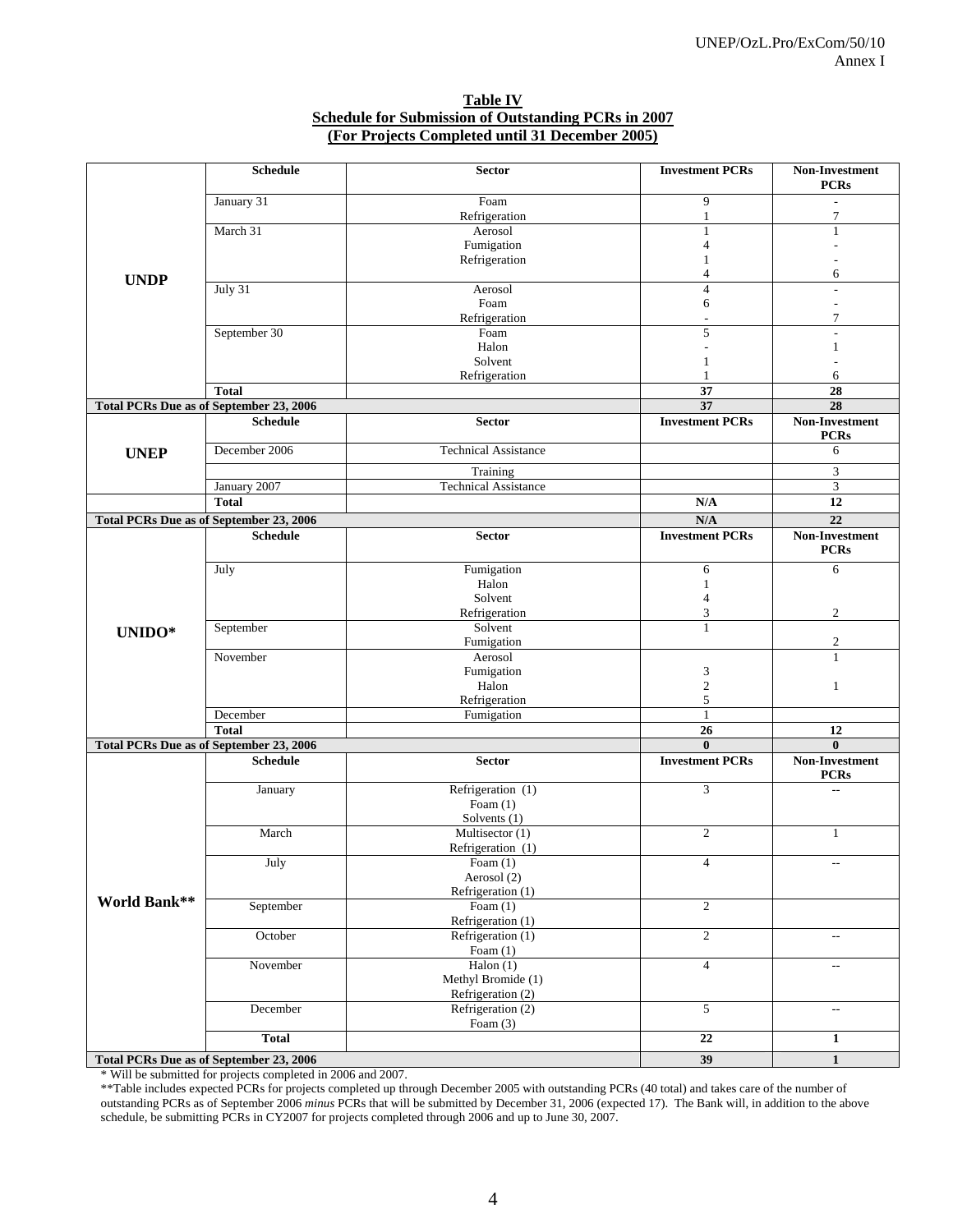**Table IV**
**Schedule for Submission of Outstanding PCRs in 2007**
**(For Projects Completed until 31 December 2005)**

| | Schedule | Sector | Investment PCRs | Non-Investment PCRs |
|---|---|---|---|---|
| **UNDP** | January 31 | Foam | 9 | - |
| | | Refrigeration | 1 | 7 |
| | March 31 | Aerosol | 1 | 1 |
| | | Fumigation | 4 | - |
| | | Refrigeration | 1 | - |
| | | | 4 | 6 |
| | July 31 | Aerosol | 4 | - |
| | | Foam | 6 | - |
| | | Refrigeration | - | 7 |
| | September 30 | Foam | 5 | - |
| | | Halon | - | 1 |
| | | Solvent | 1 | - |
| | | Refrigeration | 1 | 6 |
| | **Total** | | **37** | **28** |
| **Total PCRs Due as of September 23, 2006** | | | **37** | **28** |
| **UNEP** | **Schedule** | **Sector** | **Investment PCRs** | **Non-Investment PCRs** |
| | December 2006 | Technical Assistance | | 6 |
| | | Training | | 3 |
| | January 2007 | Technical Assistance | | 3 |
| | **Total** | | **N/A** | **12** |
| **Total PCRs Due as of September 23, 2006** | | | **N/A** | **22** |
| **UNIDO*** | **Schedule** | **Sector** | **Investment PCRs** | **Non-Investment PCRs** |
| | July | Fumigation | 6 | 6 |
| | | Halon | 1 | |
| | | Solvent | 4 | |
| | | Refrigeration | 3 | 2 |
| | September | Solvent | 1 | |
| | | Fumigation | | 2 |
| | November | Aerosol | | 1 |
| | | Fumigation | 3 | |
| | | Halon | 2 | 1 |
| | | Refrigeration | 5 | |
| | December | Fumigation | 1 | |
| | **Total** | | **26** | **12** |
| **Total PCRs Due as of September 23, 2006** | | | **0** | **0** |
| **World Bank**** | **Schedule** | **Sector** | **Investment PCRs** | **Non-Investment PCRs** |
| | January | Refrigeration (1)<br>Foam (1)<br>Solvents (1) | 3 | -- |
| | March | Multisector (1)<br>Refrigeration (1) | 2 | 1 |
| | July | Foam (1)<br>Aerosol (2)<br>Refrigeration (1) | 4 | -- |
| | September | Foam (1)<br>Refrigeration (1) | 2 | |
| | October | Refrigeration (1)<br>Foam (1) | 2 | -- |
| | November | Halon (1)<br>Methyl Bromide (1)<br>Refrigeration (2) | 4 | -- |
| | December | Refrigeration (2)<br>Foam (3) | 5 | -- |
| | **Total** | | **22** | **1** |
| **Total PCRs Due as of September 23, 2006** | | | **39** | **1** |

\* Will be submitted for projects completed in 2006 and 2007.

\*\*Table includes expected PCRs for projects completed up through December 2005 with outstanding PCRs (40 total) and takes care of the number of outstanding PCRs as of September 2006 *minus* PCRs that will be submitted by December 31, 2006 (expected 17). The Bank will, in addition to the above schedule, be submitting PCRs in CY2007 for projects completed through 2006 and up to June 30, 2007.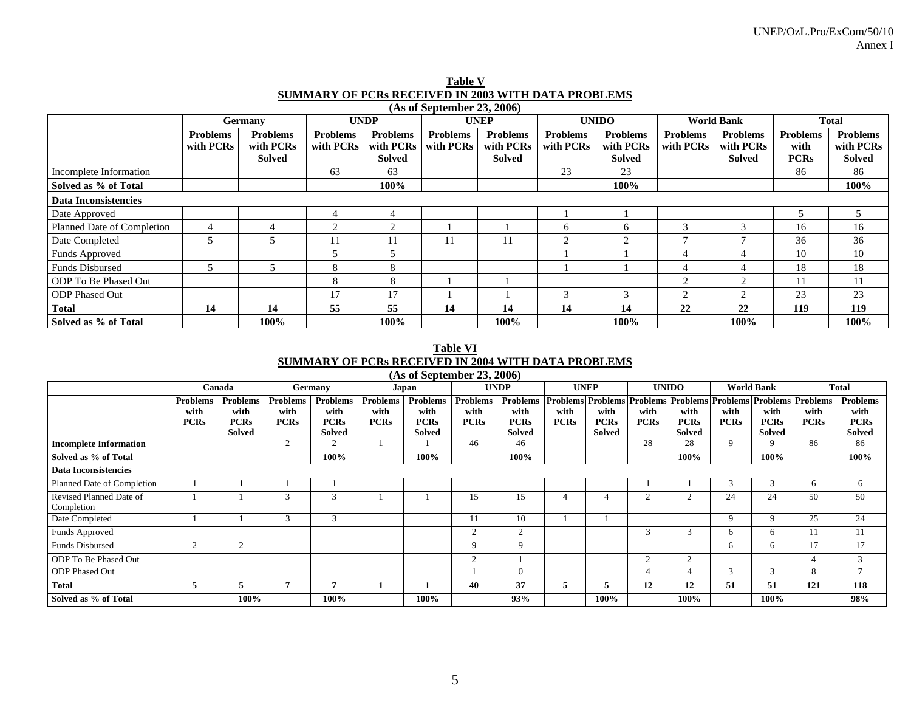**Table V**
**SUMMARY OF PCRs RECEIVED IN 2003 WITH DATA PROBLEMS**
**(As of September 23, 2006)**

| | Germany | | UNDP | | UNEP | | UNIDO | | World Bank | | Total | |
|---|---|---|---|---|---|---|---|---|---|---|---|---|
| | Problems with PCRs | Problems with PCRs Solved | Problems with PCRs | Problems with PCRs Solved | Problems with PCRs | Problems with PCRs Solved | Problems with PCRs | Problems with PCRs Solved | Problems with PCRs | Problems with PCRs Solved | Problems with PCRs | Problems with PCRs Solved |
| Incomplete Information | | | 63 | 63 | | | 23 | 23 | | | 86 | 86 |
| **Solved as % of Total** | | | | **100%** | | | | **100%** | | | | **100%** |
| **Data Inconsistencies** | | | | | | | | | | | | |
| Date Approved | | | 4 | 4 | | | 1 | 1 | | | 5 | 5 |
| Planned Date of Completion | 4 | 4 | 2 | 2 | 1 | 1 | 6 | 6 | 3 | 3 | 16 | 16 |
| Date Completed | 5 | 5 | 11 | 11 | 11 | 11 | 2 | 2 | 7 | 7 | 36 | 36 |
| Funds Approved | | | 5 | 5 | | | 1 | 1 | 4 | 4 | 10 | 10 |
| Funds Disbursed | 5 | 5 | 8 | 8 | | | 1 | 1 | 4 | 4 | 18 | 18 |
| ODP To Be Phased Out | | | 8 | 8 | 1 | 1 | | | 2 | 2 | 11 | 11 |
| ODP Phased Out | | | 17 | 17 | 1 | 1 | 3 | 3 | 2 | 2 | 23 | 23 |
| **Total** | **14** | **14** | **55** | **55** | **14** | **14** | **14** | **14** | **22** | **22** | **119** | **119** |
| **Solved as % of Total** | | **100%** | | **100%** | | **100%** | | **100%** | | **100%** | | **100%** |

**Table VI**
**SUMMARY OF PCRs RECEIVED IN 2004 WITH DATA PROBLEMS**
**(As of September 23, 2006)**

| | Canada | | Germany | | Japan | | UNDP | | UNEP | | UNIDO | | World Bank | | Total | |
|---|---|---|---|---|---|---|---|---|---|---|---|---|---|---|---|---|
| | Problems with PCRs | Problems with PCRs Solved | Problems with PCRs | Problems with PCRs Solved | Problems with PCRs | Problems with PCRs Solved | Problems with PCRs | Problems with PCRs Solved | Problems with PCRs | Problems with PCRs Solved | Problems with PCRs | Problems with PCRs Solved | Problems with PCRs | Problems with PCRs Solved | Problems with PCRs | Problems with PCRs Solved |
| **Incomplete Information** | | | 2 | 2 | 1 | 1 | 46 | 46 | | | 28 | 28 | 9 | 9 | 86 | 86 |
| **Solved as % of Total** | | | | **100%** | | **100%** | | **100%** | | | | **100%** | | **100%** | | **100%** |
| **Data Inconsistencies** | | | | | | | | | | | | | | | | |
| Planned Date of Completion | 1 | 1 | 1 | 1 | | | | | | | 1 | 1 | 3 | 3 | 6 | 6 |
| Revised Planned Date of Completion | 1 | 1 | 3 | 3 | 1 | 1 | 15 | 15 | 4 | 4 | 2 | 2 | 24 | 24 | 50 | 50 |
| Date Completed | 1 | 1 | 3 | 3 | | | 11 | 10 | 1 | 1 | | | 9 | 9 | 25 | 24 |
| Funds Approved | | | | | | | 2 | 2 | | | 3 | 3 | 6 | 6 | 11 | 11 |
| Funds Disbursed | 2 | 2 | | | | | 9 | 9 | | | | | 6 | 6 | 17 | 17 |
| ODP To Be Phased Out | | | | | | | 2 | 1 | | | 2 | 2 | | | 4 | 3 |
| ODP Phased Out | | | | | | | 1 | 0 | | | 4 | 4 | 3 | 3 | 8 | 7 |
| **Total** | **5** | **5** | **7** | **7** | **1** | **1** | **40** | **37** | **5** | **5** | **12** | **12** | **51** | **51** | **121** | **118** |
| **Solved as % of Total** | | **100%** | | **100%** | | **100%** | | **93%** | | **100%** | | **100%** | | **100%** | | **98%** |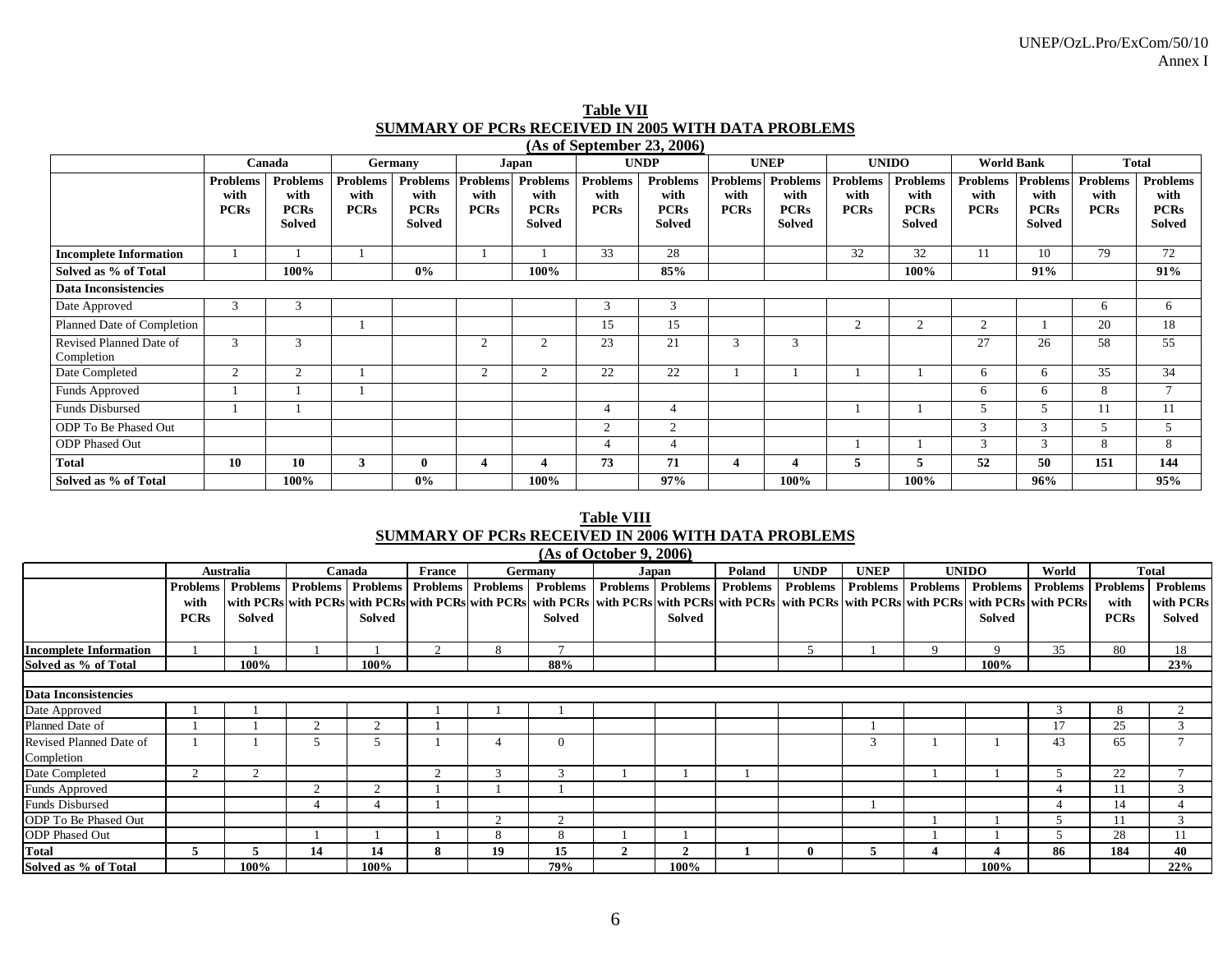**Table VII**
**SUMMARY OF PCRs RECEIVED IN 2005 WITH DATA PROBLEMS**
**(As of September 23, 2006)**

| | Canada | | Germany | | Japan | | UNDP | | UNEP | | UNIDO | | World Bank | | Total | |
|---|---|---|---|---|---|---|---|---|---|---|---|---|---|---|---|---|
| | **Problems with PCRs** | **Problems with PCRs Solved** | **Problems with PCRs** | **Problems with PCRs Solved** | **Problems with PCRs** | **Problems with PCRs Solved** | **Problems with PCRs** | **Problems with PCRs Solved** | **Problems with PCRs** | **Problems with PCRs Solved** | **Problems with PCRs** | **Problems with PCRs Solved** | **Problems with PCRs** | **Problems with PCRs Solved** | **Problems with PCRs** | **Problems with PCRs Solved** |
| **Incomplete Information** | 1 | 1 | 1 | | 1 | 1 | 33 | 28 | | | 32 | 32 | 11 | 10 | 79 | 72 |
| **Solved as % of Total** | | **100%** | | **0%** | | **100%** | | **85%** | | | | **100%** | | **91%** | | **91%** |
| **Data Inconsistencies** | | | | | | | | | | | | | | | | |
| Date Approved | 3 | 3 | | | | | 3 | 3 | | | | | | | 6 | 6 |
| Planned Date of Completion | | | 1 | | | | 15 | 15 | | | 2 | 2 | 2 | 1 | 20 | 18 |
| Revised Planned Date of Completion | 3 | 3 | | | 2 | 2 | 23 | 21 | 3 | 3 | | | 27 | 26 | 58 | 55 |
| Date Completed | 2 | 2 | 1 | | 2 | 2 | 22 | 22 | 1 | 1 | 1 | 1 | 6 | 6 | 35 | 34 |
| Funds Approved | 1 | 1 | 1 | | | | | | | | | | 6 | 6 | 8 | 7 |
| Funds Disbursed | 1 | 1 | | | | | 4 | 4 | | | 1 | 1 | 5 | 5 | 11 | 11 |
| ODP To Be Phased Out | | | | | | | 2 | 2 | | | | | 3 | 3 | 5 | 5 |
| ODP Phased Out | | | | | | | 4 | 4 | | | 1 | 1 | 3 | 3 | 8 | 8 |
| **Total** | **10** | **10** | **3** | **0** | **4** | **4** | **73** | **71** | **4** | **4** | **5** | **5** | **52** | **50** | **151** | **144** |
| **Solved as % of Total** | | **100%** | | **0%** | | **100%** | | **97%** | | **100%** | | **100%** | | **96%** | | **95%** |

**Table VIII**
**SUMMARY OF PCRs RECEIVED IN 2006 WITH DATA PROBLEMS**
**(As of October 9, 2006)**

| | Australia | | Canada | | France | Germany | | Japan | | Poland | UNDP | UNEP | UNIDO | | World | Total | |
|---|---|---|---|---|---|---|---|---|---|---|---|---|---|---|---|---|---|
| | **Problems with PCRs** | **Problems with PCRs Solved** | **Problems with PCRs** | **Problems with PCRs Solved** | **Problems with PCRs** | **Problems with PCRs** | **Problems with PCRs Solved** | **Problems with PCRs** | **Problems with PCRs Solved** | **Problems with PCRs** | **Problems with PCRs** | **Problems with PCRs** | **Problems with PCRs** | **Problems with PCRs Solved** | **Problems with PCRs** | **Problems with PCRs** | **Problems with PCRs Solved** |
| **Incomplete Information** | 1 | 1 | 1 | 1 | 2 | 8 | 7 | | | | 5 | 1 | 9 | 9 | 35 | 80 | 18 |
| **Solved as % of Total** | | **100%** | | **100%** | | | **88%** | | | | | | | **100%** | | | **23%** |
| **Data Inconsistencies** | | | | | | | | | | | | | | | | | |
| Date Approved | 1 | 1 | | | 1 | 1 | 1 | | | | | | | | 3 | 8 | 2 |
| Planned Date of | 1 | 1 | 2 | 2 | 1 | | | | | | | 1 | | | 17 | 25 | 3 |
| Revised Planned Date of Completion | 1 | 1 | 5 | 5 | 1 | 4 | 0 | | | | | 3 | 1 | 1 | 43 | 65 | 7 |
| Date Completed | 2 | 2 | | | 2 | 3 | 3 | 1 | 1 | 1 | | | 1 | 1 | 5 | 22 | 7 |
| Funds Approved | | | 2 | 2 | 1 | 1 | 1 | | | | | | | | 4 | 11 | 3 |
| Funds Disbursed | | | 4 | 4 | 1 | | | | | | | 1 | | | 4 | 14 | 4 |
| ODP To Be Phased Out | | | | | | 2 | 2 | | | | | | 1 | 1 | 5 | 11 | 3 |
| ODP Phased Out | | | 1 | 1 | 1 | 8 | 8 | 1 | 1 | | | | 1 | 1 | 5 | 28 | 11 |
| **Total** | **5** | **5** | **14** | **14** | **8** | **19** | **15** | **2** | **2** | **1** | **0** | **5** | **4** | **4** | **86** | **184** | **40** |
| **Solved as % of Total** | | **100%** | | **100%** | | | **79%** | | **100%** | | | | | **100%** | | | **22%** |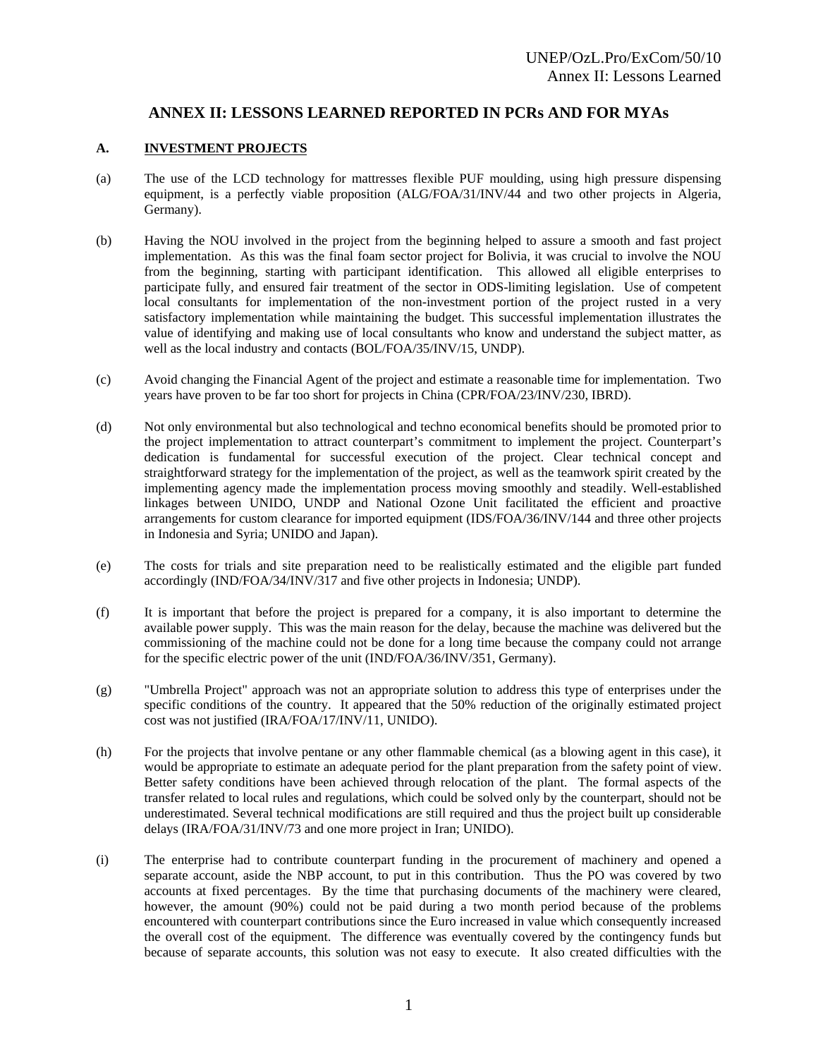# ANNEX II: LESSONS LEARNED REPORTED IN PCRs AND FOR MYAs

## A. INVESTMENT PROJECTS

(a) The use of the LCD technology for mattresses flexible PUF moulding, using high pressure dispensing equipment, is a perfectly viable proposition (ALG/FOA/31/INV/44 and two other projects in Algeria, Germany).

(b) Having the NOU involved in the project from the beginning helped to assure a smooth and fast project implementation. As this was the final foam sector project for Bolivia, it was crucial to involve the NOU from the beginning, starting with participant identification. This allowed all eligible enterprises to participate fully, and ensured fair treatment of the sector in ODS-limiting legislation. Use of competent local consultants for implementation of the non-investment portion of the project rusted in a very satisfactory implementation while maintaining the budget. This successful implementation illustrates the value of identifying and making use of local consultants who know and understand the subject matter, as well as the local industry and contacts (BOL/FOA/35/INV/15, UNDP).

(c) Avoid changing the Financial Agent of the project and estimate a reasonable time for implementation. Two years have proven to be far too short for projects in China (CPR/FOA/23/INV/230, IBRD).

(d) Not only environmental but also technological and techno economical benefits should be promoted prior to the project implementation to attract counterpart's commitment to implement the project. Counterpart's dedication is fundamental for successful execution of the project. Clear technical concept and straightforward strategy for the implementation of the project, as well as the teamwork spirit created by the implementing agency made the implementation process moving smoothly and steadily. Well-established linkages between UNIDO, UNDP and National Ozone Unit facilitated the efficient and proactive arrangements for custom clearance for imported equipment (IDS/FOA/36/INV/144 and three other projects in Indonesia and Syria; UNIDO and Japan).

(e) The costs for trials and site preparation need to be realistically estimated and the eligible part funded accordingly (IND/FOA/34/INV/317 and five other projects in Indonesia; UNDP).

(f) It is important that before the project is prepared for a company, it is also important to determine the available power supply. This was the main reason for the delay, because the machine was delivered but the commissioning of the machine could not be done for a long time because the company could not arrange for the specific electric power of the unit (IND/FOA/36/INV/351, Germany).

(g) "Umbrella Project" approach was not an appropriate solution to address this type of enterprises under the specific conditions of the country. It appeared that the 50% reduction of the originally estimated project cost was not justified (IRA/FOA/17/INV/11, UNIDO).

(h) For the projects that involve pentane or any other flammable chemical (as a blowing agent in this case), it would be appropriate to estimate an adequate period for the plant preparation from the safety point of view. Better safety conditions have been achieved through relocation of the plant. The formal aspects of the transfer related to local rules and regulations, which could be solved only by the counterpart, should not be underestimated. Several technical modifications are still required and thus the project built up considerable delays (IRA/FOA/31/INV/73 and one more project in Iran; UNIDO).

(i) The enterprise had to contribute counterpart funding in the procurement of machinery and opened a separate account, aside the NBP account, to put in this contribution. Thus the PO was covered by two accounts at fixed percentages. By the time that purchasing documents of the machinery were cleared, however, the amount (90%) could not be paid during a two month period because of the problems encountered with counterpart contributions since the Euro increased in value which consequently increased the overall cost of the equipment. The difference was eventually covered by the contingency funds but because of separate accounts, this solution was not easy to execute. It also created difficulties with the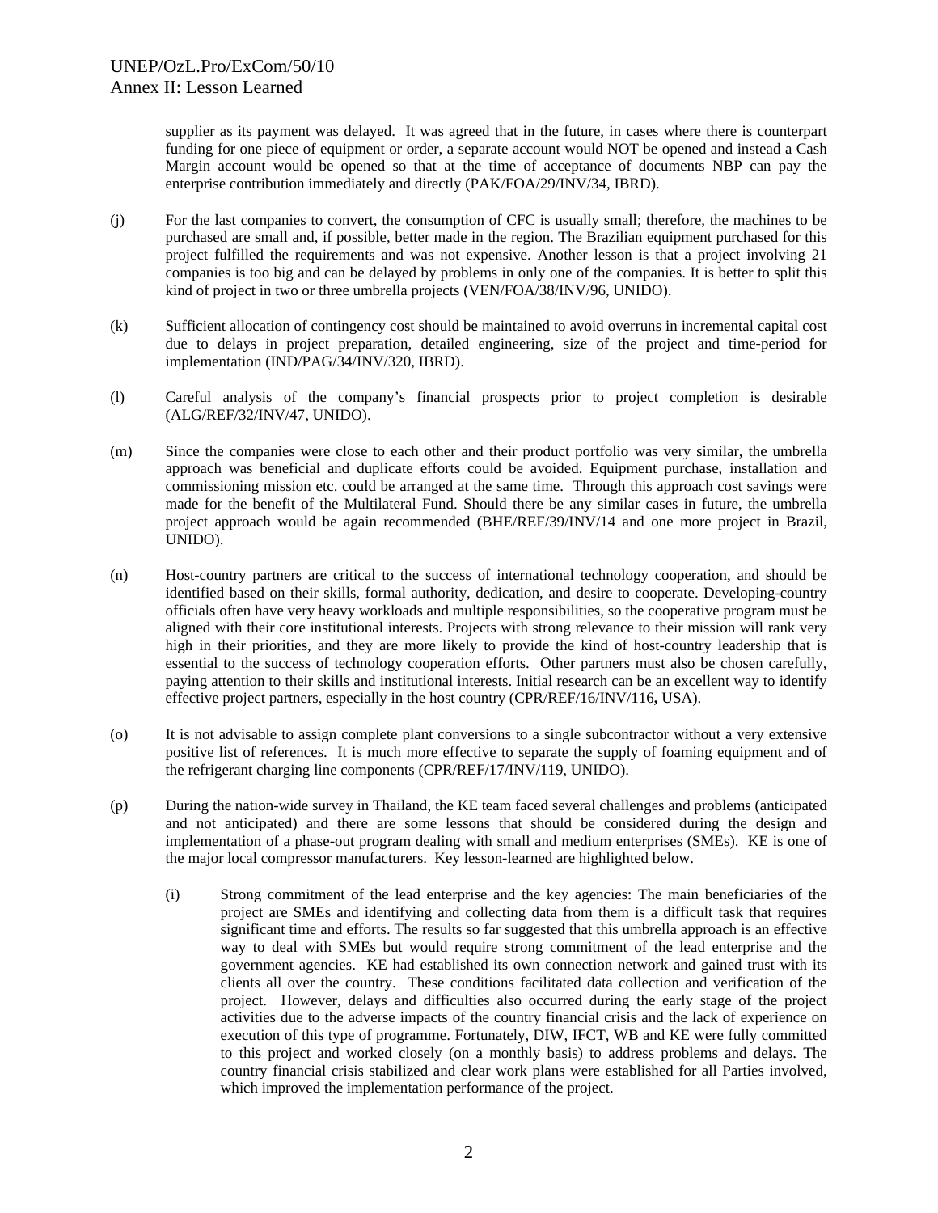supplier as its payment was delayed. It was agreed that in the future, in cases where there is counterpart funding for one piece of equipment or order, a separate account would NOT be opened and instead a Cash Margin account would be opened so that at the time of acceptance of documents NBP can pay the enterprise contribution immediately and directly (PAK/FOA/29/INV/34, IBRD).

(j) For the last companies to convert, the consumption of CFC is usually small; therefore, the machines to be purchased are small and, if possible, better made in the region. The Brazilian equipment purchased for this project fulfilled the requirements and was not expensive. Another lesson is that a project involving 21 companies is too big and can be delayed by problems in only one of the companies. It is better to split this kind of project in two or three umbrella projects (VEN/FOA/38/INV/96, UNIDO).

(k) Sufficient allocation of contingency cost should be maintained to avoid overruns in incremental capital cost due to delays in project preparation, detailed engineering, size of the project and time-period for implementation (IND/PAG/34/INV/320, IBRD).

(l) Careful analysis of the company's financial prospects prior to project completion is desirable (ALG/REF/32/INV/47, UNIDO).

(m) Since the companies were close to each other and their product portfolio was very similar, the umbrella approach was beneficial and duplicate efforts could be avoided. Equipment purchase, installation and commissioning mission etc. could be arranged at the same time. Through this approach cost savings were made for the benefit of the Multilateral Fund. Should there be any similar cases in future, the umbrella project approach would be again recommended (BHE/REF/39/INV/14 and one more project in Brazil, UNIDO).

(n) Host-country partners are critical to the success of international technology cooperation, and should be identified based on their skills, formal authority, dedication, and desire to cooperate. Developing-country officials often have very heavy workloads and multiple responsibilities, so the cooperative program must be aligned with their core institutional interests. Projects with strong relevance to their mission will rank very high in their priorities, and they are more likely to provide the kind of host-country leadership that is essential to the success of technology cooperation efforts. Other partners must also be chosen carefully, paying attention to their skills and institutional interests. Initial research can be an excellent way to identify effective project partners, especially in the host country (CPR/REF/16/INV/116**,** USA).

(o) It is not advisable to assign complete plant conversions to a single subcontractor without a very extensive positive list of references. It is much more effective to separate the supply of foaming equipment and of the refrigerant charging line components (CPR/REF/17/INV/119, UNIDO).

(p) During the nation-wide survey in Thailand, the KE team faced several challenges and problems (anticipated and not anticipated) and there are some lessons that should be considered during the design and implementation of a phase-out program dealing with small and medium enterprises (SMEs). KE is one of the major local compressor manufacturers. Key lesson-learned are highlighted below.

 (i) Strong commitment of the lead enterprise and the key agencies: The main beneficiaries of the project are SMEs and identifying and collecting data from them is a difficult task that requires significant time and efforts. The results so far suggested that this umbrella approach is an effective way to deal with SMEs but would require strong commitment of the lead enterprise and the government agencies. KE had established its own connection network and gained trust with its clients all over the country. These conditions facilitated data collection and verification of the project. However, delays and difficulties also occurred during the early stage of the project activities due to the adverse impacts of the country financial crisis and the lack of experience on execution of this type of programme. Fortunately, DIW, IFCT, WB and KE were fully committed to this project and worked closely (on a monthly basis) to address problems and delays. The country financial crisis stabilized and clear work plans were established for all Parties involved, which improved the implementation performance of the project.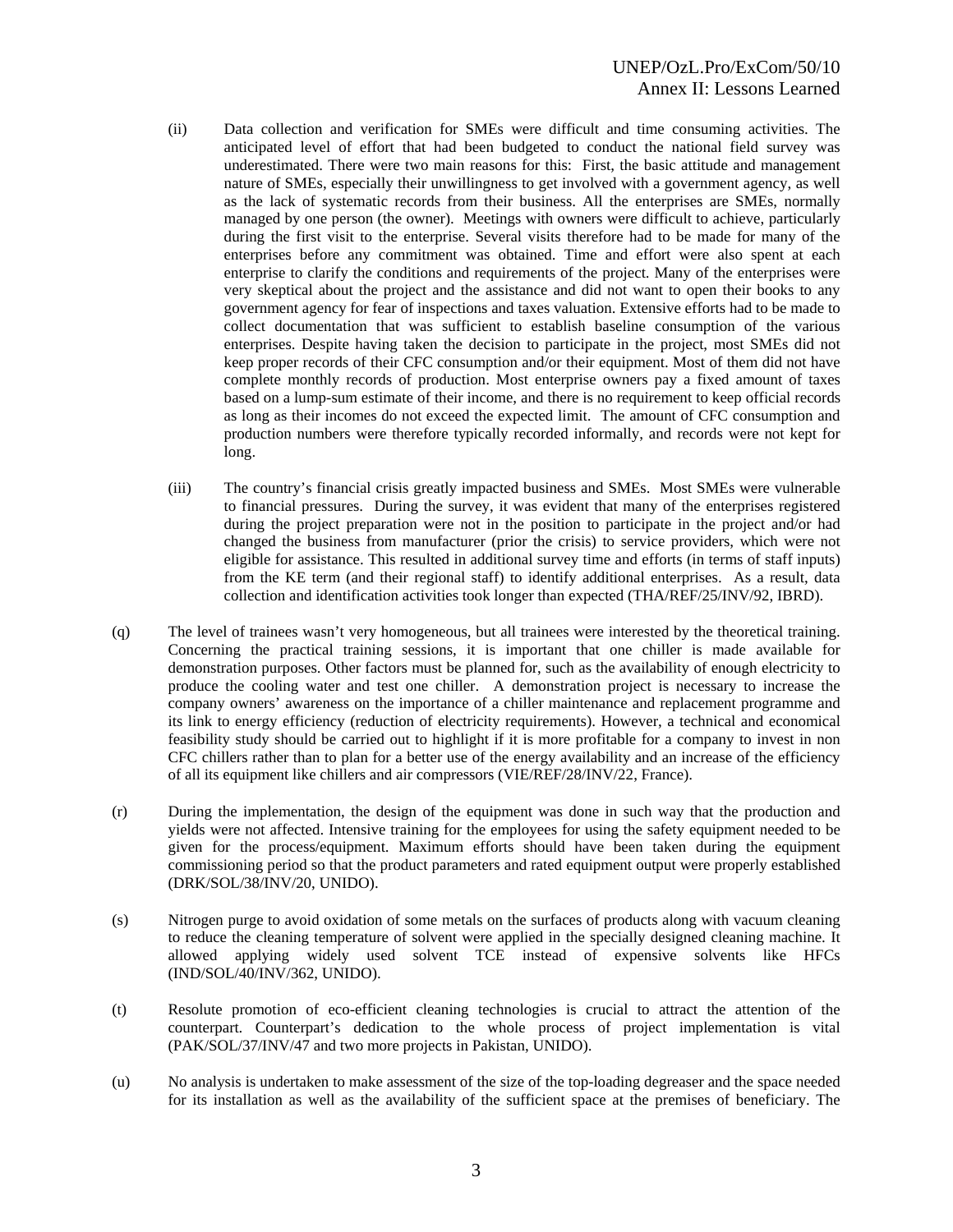(ii) Data collection and verification for SMEs were difficult and time consuming activities. The anticipated level of effort that had been budgeted to conduct the national field survey was underestimated. There were two main reasons for this: First, the basic attitude and management nature of SMEs, especially their unwillingness to get involved with a government agency, as well as the lack of systematic records from their business. All the enterprises are SMEs, normally managed by one person (the owner). Meetings with owners were difficult to achieve, particularly during the first visit to the enterprise. Several visits therefore had to be made for many of the enterprises before any commitment was obtained. Time and effort were also spent at each enterprise to clarify the conditions and requirements of the project. Many of the enterprises were very skeptical about the project and the assistance and did not want to open their books to any government agency for fear of inspections and taxes valuation. Extensive efforts had to be made to collect documentation that was sufficient to establish baseline consumption of the various enterprises. Despite having taken the decision to participate in the project, most SMEs did not keep proper records of their CFC consumption and/or their equipment. Most of them did not have complete monthly records of production. Most enterprise owners pay a fixed amount of taxes based on a lump-sum estimate of their income, and there is no requirement to keep official records as long as their incomes do not exceed the expected limit. The amount of CFC consumption and production numbers were therefore typically recorded informally, and records were not kept for long.

(iii) The country's financial crisis greatly impacted business and SMEs. Most SMEs were vulnerable to financial pressures. During the survey, it was evident that many of the enterprises registered during the project preparation were not in the position to participate in the project and/or had changed the business from manufacturer (prior the crisis) to service providers, which were not eligible for assistance. This resulted in additional survey time and efforts (in terms of staff inputs) from the KE term (and their regional staff) to identify additional enterprises. As a result, data collection and identification activities took longer than expected (THA/REF/25/INV/92, IBRD).

(q) The level of trainees wasn't very homogeneous, but all trainees were interested by the theoretical training. Concerning the practical training sessions, it is important that one chiller is made available for demonstration purposes. Other factors must be planned for, such as the availability of enough electricity to produce the cooling water and test one chiller. A demonstration project is necessary to increase the company owners' awareness on the importance of a chiller maintenance and replacement programme and its link to energy efficiency (reduction of electricity requirements). However, a technical and economical feasibility study should be carried out to highlight if it is more profitable for a company to invest in non CFC chillers rather than to plan for a better use of the energy availability and an increase of the efficiency of all its equipment like chillers and air compressors (VIE/REF/28/INV/22, France).

(r) During the implementation, the design of the equipment was done in such way that the production and yields were not affected. Intensive training for the employees for using the safety equipment needed to be given for the process/equipment. Maximum efforts should have been taken during the equipment commissioning period so that the product parameters and rated equipment output were properly established (DRK/SOL/38/INV/20, UNIDO).

(s) Nitrogen purge to avoid oxidation of some metals on the surfaces of products along with vacuum cleaning to reduce the cleaning temperature of solvent were applied in the specially designed cleaning machine. It allowed applying widely used solvent TCE instead of expensive solvents like HFCs (IND/SOL/40/INV/362, UNIDO).

(t) Resolute promotion of eco-efficient cleaning technologies is crucial to attract the attention of the counterpart. Counterpart's dedication to the whole process of project implementation is vital (PAK/SOL/37/INV/47 and two more projects in Pakistan, UNIDO).

(u) No analysis is undertaken to make assessment of the size of the top-loading degreaser and the space needed for its installation as well as the availability of the sufficient space at the premises of beneficiary. The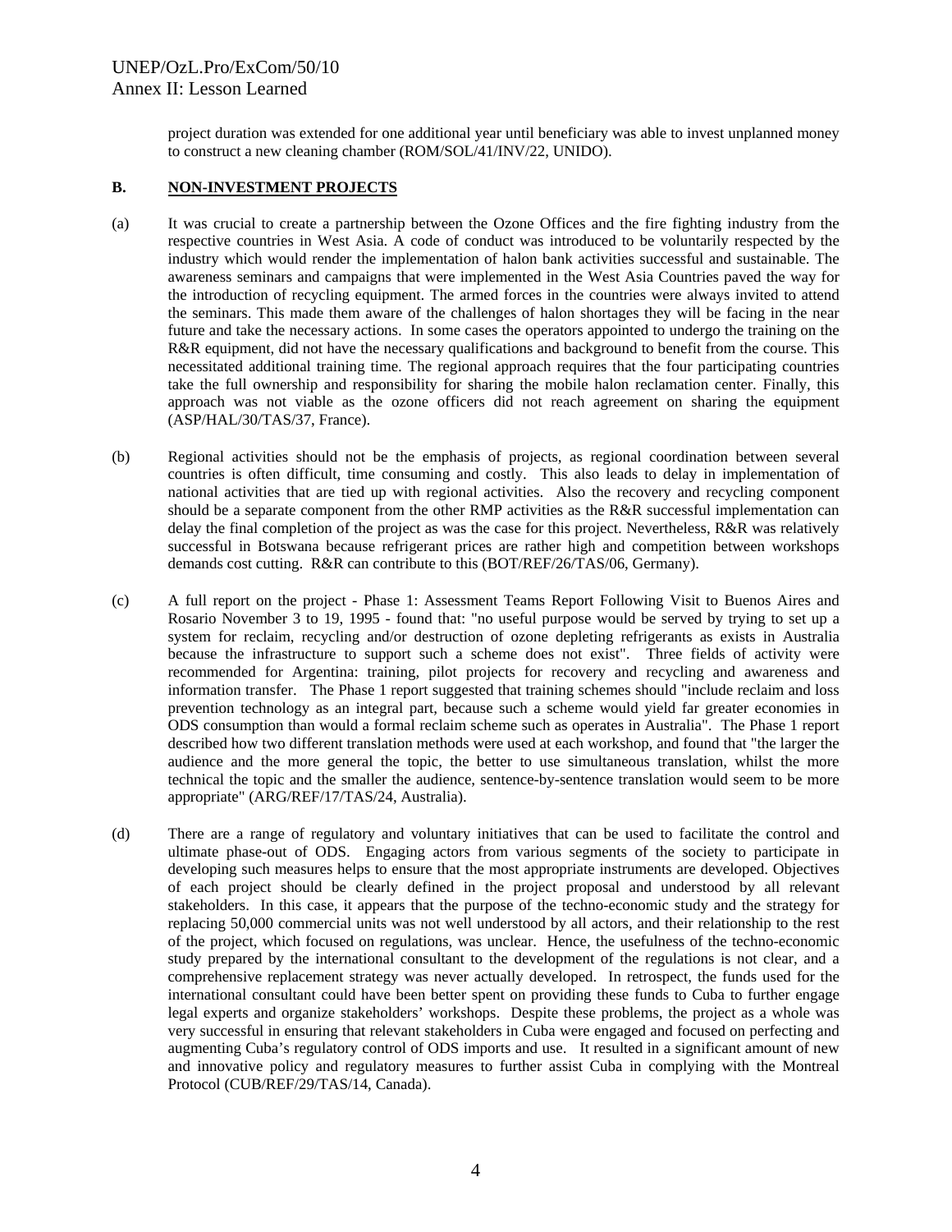project duration was extended for one additional year until beneficiary was able to invest unplanned money to construct a new cleaning chamber (ROM/SOL/41/INV/22, UNIDO).

**B. NON-INVESTMENT PROJECTS**

(a) It was crucial to create a partnership between the Ozone Offices and the fire fighting industry from the respective countries in West Asia. A code of conduct was introduced to be voluntarily respected by the industry which would render the implementation of halon bank activities successful and sustainable. The awareness seminars and campaigns that were implemented in the West Asia Countries paved the way for the introduction of recycling equipment. The armed forces in the countries were always invited to attend the seminars. This made them aware of the challenges of halon shortages they will be facing in the near future and take the necessary actions. In some cases the operators appointed to undergo the training on the R&R equipment, did not have the necessary qualifications and background to benefit from the course. This necessitated additional training time. The regional approach requires that the four participating countries take the full ownership and responsibility for sharing the mobile halon reclamation center. Finally, this approach was not viable as the ozone officers did not reach agreement on sharing the equipment (ASP/HAL/30/TAS/37, France).

(b) Regional activities should not be the emphasis of projects, as regional coordination between several countries is often difficult, time consuming and costly. This also leads to delay in implementation of national activities that are tied up with regional activities. Also the recovery and recycling component should be a separate component from the other RMP activities as the R&R successful implementation can delay the final completion of the project as was the case for this project. Nevertheless, R&R was relatively successful in Botswana because refrigerant prices are rather high and competition between workshops demands cost cutting. R&R can contribute to this (BOT/REF/26/TAS/06, Germany).

(c) A full report on the project - Phase 1: Assessment Teams Report Following Visit to Buenos Aires and Rosario November 3 to 19, 1995 - found that: "no useful purpose would be served by trying to set up a system for reclaim, recycling and/or destruction of ozone depleting refrigerants as exists in Australia because the infrastructure to support such a scheme does not exist". Three fields of activity were recommended for Argentina: training, pilot projects for recovery and recycling and awareness and information transfer. The Phase 1 report suggested that training schemes should "include reclaim and loss prevention technology as an integral part, because such a scheme would yield far greater economies in ODS consumption than would a formal reclaim scheme such as operates in Australia". The Phase 1 report described how two different translation methods were used at each workshop, and found that "the larger the audience and the more general the topic, the better to use simultaneous translation, whilst the more technical the topic and the smaller the audience, sentence-by-sentence translation would seem to be more appropriate" (ARG/REF/17/TAS/24, Australia).

(d) There are a range of regulatory and voluntary initiatives that can be used to facilitate the control and ultimate phase-out of ODS. Engaging actors from various segments of the society to participate in developing such measures helps to ensure that the most appropriate instruments are developed. Objectives of each project should be clearly defined in the project proposal and understood by all relevant stakeholders. In this case, it appears that the purpose of the techno-economic study and the strategy for replacing 50,000 commercial units was not well understood by all actors, and their relationship to the rest of the project, which focused on regulations, was unclear. Hence, the usefulness of the techno-economic study prepared by the international consultant to the development of the regulations is not clear, and a comprehensive replacement strategy was never actually developed. In retrospect, the funds used for the international consultant could have been better spent on providing these funds to Cuba to further engage legal experts and organize stakeholders' workshops. Despite these problems, the project as a whole was very successful in ensuring that relevant stakeholders in Cuba were engaged and focused on perfecting and augmenting Cuba's regulatory control of ODS imports and use. It resulted in a significant amount of new and innovative policy and regulatory measures to further assist Cuba in complying with the Montreal Protocol (CUB/REF/29/TAS/14, Canada).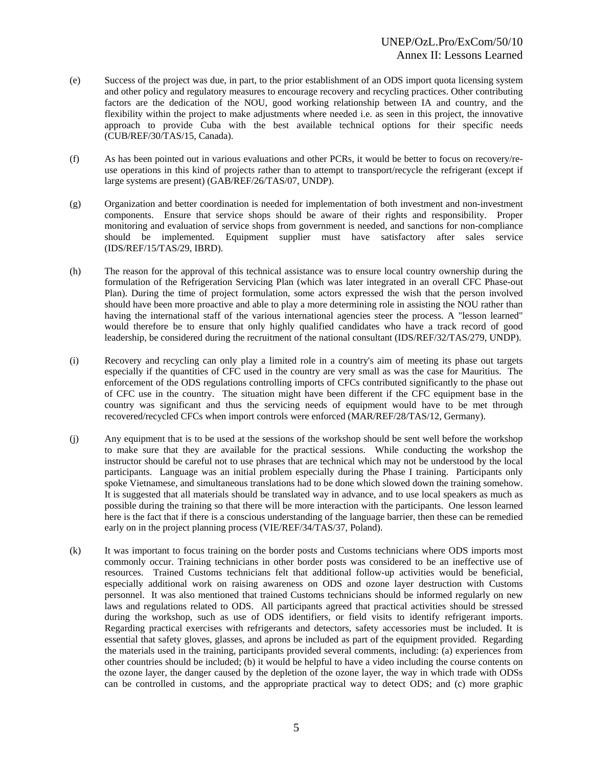(e) Success of the project was due, in part, to the prior establishment of an ODS import quota licensing system and other policy and regulatory measures to encourage recovery and recycling practices. Other contributing factors are the dedication of the NOU, good working relationship between IA and country, and the flexibility within the project to make adjustments where needed i.e. as seen in this project, the innovative approach to provide Cuba with the best available technical options for their specific needs (CUB/REF/30/TAS/15, Canada).

(f) As has been pointed out in various evaluations and other PCRs, it would be better to focus on recovery/re-use operations in this kind of projects rather than to attempt to transport/recycle the refrigerant (except if large systems are present) (GAB/REF/26/TAS/07, UNDP).

(g) Organization and better coordination is needed for implementation of both investment and non-investment components. Ensure that service shops should be aware of their rights and responsibility. Proper monitoring and evaluation of service shops from government is needed, and sanctions for non-compliance should be implemented. Equipment supplier must have satisfactory after sales service (IDS/REF/15/TAS/29, IBRD).

(h) The reason for the approval of this technical assistance was to ensure local country ownership during the formulation of the Refrigeration Servicing Plan (which was later integrated in an overall CFC Phase-out Plan). During the time of project formulation, some actors expressed the wish that the person involved should have been more proactive and able to play a more determining role in assisting the NOU rather than having the international staff of the various international agencies steer the process. A "lesson learned" would therefore be to ensure that only highly qualified candidates who have a track record of good leadership, be considered during the recruitment of the national consultant (IDS/REF/32/TAS/279, UNDP).

(i) Recovery and recycling can only play a limited role in a country's aim of meeting its phase out targets especially if the quantities of CFC used in the country are very small as was the case for Mauritius. The enforcement of the ODS regulations controlling imports of CFCs contributed significantly to the phase out of CFC use in the country. The situation might have been different if the CFC equipment base in the country was significant and thus the servicing needs of equipment would have to be met through recovered/recycled CFCs when import controls were enforced (MAR/REF/28/TAS/12, Germany).

(j) Any equipment that is to be used at the sessions of the workshop should be sent well before the workshop to make sure that they are available for the practical sessions. While conducting the workshop the instructor should be careful not to use phrases that are technical which may not be understood by the local participants. Language was an initial problem especially during the Phase I training. Participants only spoke Vietnamese, and simultaneous translations had to be done which slowed down the training somehow. It is suggested that all materials should be translated way in advance, and to use local speakers as much as possible during the training so that there will be more interaction with the participants. One lesson learned here is the fact that if there is a conscious understanding of the language barrier, then these can be remedied early on in the project planning process (VIE/REF/34/TAS/37, Poland).

(k) It was important to focus training on the border posts and Customs technicians where ODS imports most commonly occur. Training technicians in other border posts was considered to be an ineffective use of resources. Trained Customs technicians felt that additional follow-up activities would be beneficial, especially additional work on raising awareness on ODS and ozone layer destruction with Customs personnel. It was also mentioned that trained Customs technicians should be informed regularly on new laws and regulations related to ODS. All participants agreed that practical activities should be stressed during the workshop, such as use of ODS identifiers, or field visits to identify refrigerant imports. Regarding practical exercises with refrigerants and detectors, safety accessories must be included. It is essential that safety gloves, glasses, and aprons be included as part of the equipment provided. Regarding the materials used in the training, participants provided several comments, including: (a) experiences from other countries should be included; (b) it would be helpful to have a video including the course contents on the ozone layer, the danger caused by the depletion of the ozone layer, the way in which trade with ODSs can be controlled in customs, and the appropriate practical way to detect ODS; and (c) more graphic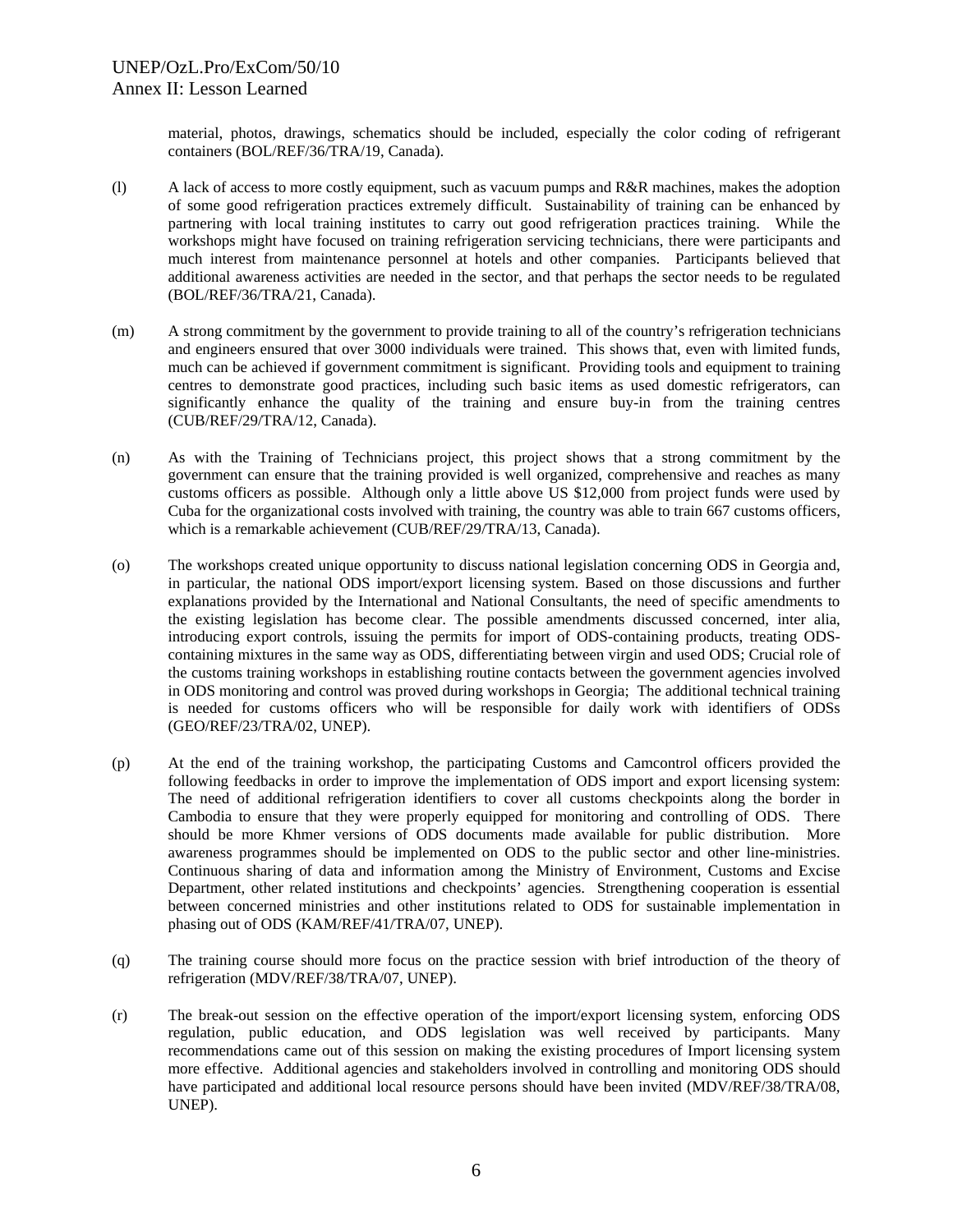material, photos, drawings, schematics should be included, especially the color coding of refrigerant containers (BOL/REF/36/TRA/19, Canada).

(l) A lack of access to more costly equipment, such as vacuum pumps and R&R machines, makes the adoption of some good refrigeration practices extremely difficult. Sustainability of training can be enhanced by partnering with local training institutes to carry out good refrigeration practices training. While the workshops might have focused on training refrigeration servicing technicians, there were participants and much interest from maintenance personnel at hotels and other companies. Participants believed that additional awareness activities are needed in the sector, and that perhaps the sector needs to be regulated (BOL/REF/36/TRA/21, Canada).

(m) A strong commitment by the government to provide training to all of the country's refrigeration technicians and engineers ensured that over 3000 individuals were trained. This shows that, even with limited funds, much can be achieved if government commitment is significant. Providing tools and equipment to training centres to demonstrate good practices, including such basic items as used domestic refrigerators, can significantly enhance the quality of the training and ensure buy-in from the training centres (CUB/REF/29/TRA/12, Canada).

(n) As with the Training of Technicians project, this project shows that a strong commitment by the government can ensure that the training provided is well organized, comprehensive and reaches as many customs officers as possible. Although only a little above US $12,000 from project funds were used by Cuba for the organizational costs involved with training, the country was able to train 667 customs officers, which is a remarkable achievement (CUB/REF/29/TRA/13, Canada).

(o) The workshops created unique opportunity to discuss national legislation concerning ODS in Georgia and, in particular, the national ODS import/export licensing system. Based on those discussions and further explanations provided by the International and National Consultants, the need of specific amendments to the existing legislation has become clear. The possible amendments discussed concerned, inter alia, introducing export controls, issuing the permits for import of ODS-containing products, treating ODS-containing mixtures in the same way as ODS, differentiating between virgin and used ODS; Crucial role of the customs training workshops in establishing routine contacts between the government agencies involved in ODS monitoring and control was proved during workshops in Georgia; The additional technical training is needed for customs officers who will be responsible for daily work with identifiers of ODSs (GEO/REF/23/TRA/02, UNEP).

(p) At the end of the training workshop, the participating Customs and Camcontrol officers provided the following feedbacks in order to improve the implementation of ODS import and export licensing system: The need of additional refrigeration identifiers to cover all customs checkpoints along the border in Cambodia to ensure that they were properly equipped for monitoring and controlling of ODS. There should be more Khmer versions of ODS documents made available for public distribution. More awareness programmes should be implemented on ODS to the public sector and other line-ministries. Continuous sharing of data and information among the Ministry of Environment, Customs and Excise Department, other related institutions and checkpoints' agencies. Strengthening cooperation is essential between concerned ministries and other institutions related to ODS for sustainable implementation in phasing out of ODS (KAM/REF/41/TRA/07, UNEP).

(q) The training course should more focus on the practice session with brief introduction of the theory of refrigeration (MDV/REF/38/TRA/07, UNEP).

(r) The break-out session on the effective operation of the import/export licensing system, enforcing ODS regulation, public education, and ODS legislation was well received by participants. Many recommendations came out of this session on making the existing procedures of Import licensing system more effective. Additional agencies and stakeholders involved in controlling and monitoring ODS should have participated and additional local resource persons should have been invited (MDV/REF/38/TRA/08, UNEP).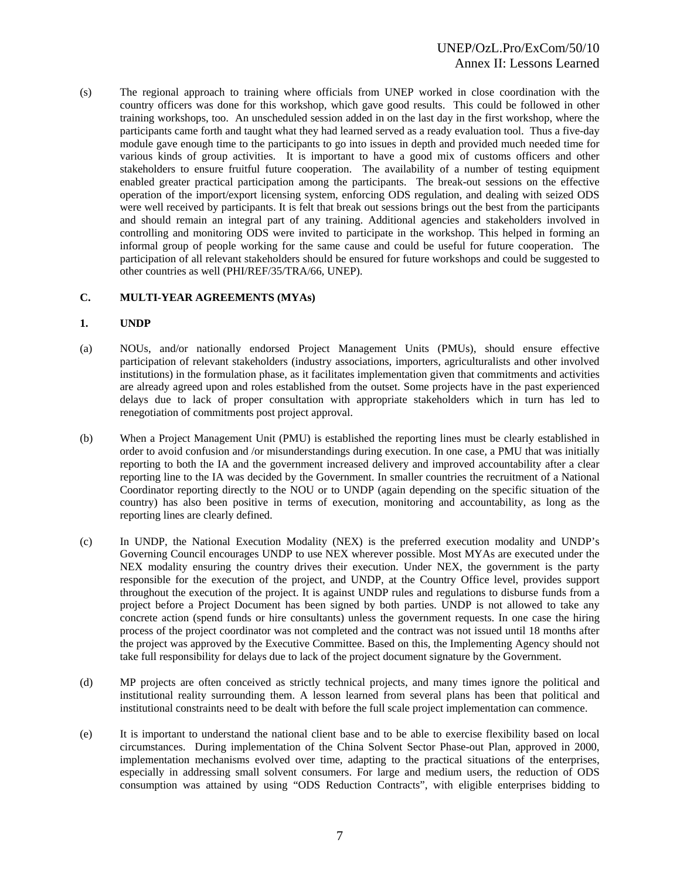(s) The regional approach to training where officials from UNEP worked in close coordination with the country officers was done for this workshop, which gave good results. This could be followed in other training workshops, too. An unscheduled session added in on the last day in the first workshop, where the participants came forth and taught what they had learned served as a ready evaluation tool. Thus a five-day module gave enough time to the participants to go into issues in depth and provided much needed time for various kinds of group activities. It is important to have a good mix of customs officers and other stakeholders to ensure fruitful future cooperation. The availability of a number of testing equipment enabled greater practical participation among the participants. The break-out sessions on the effective operation of the import/export licensing system, enforcing ODS regulation, and dealing with seized ODS were well received by participants. It is felt that break out sessions brings out the best from the participants and should remain an integral part of any training. Additional agencies and stakeholders involved in controlling and monitoring ODS were invited to participate in the workshop. This helped in forming an informal group of people working for the same cause and could be useful for future cooperation. The participation of all relevant stakeholders should be ensured for future workshops and could be suggested to other countries as well (PHI/REF/35/TRA/66, UNEP).

## C. MULTI-YEAR AGREEMENTS (MYAs)

### 1. UNDP

(a) NOUs, and/or nationally endorsed Project Management Units (PMUs), should ensure effective participation of relevant stakeholders (industry associations, importers, agriculturalists and other involved institutions) in the formulation phase, as it facilitates implementation given that commitments and activities are already agreed upon and roles established from the outset. Some projects have in the past experienced delays due to lack of proper consultation with appropriate stakeholders which in turn has led to renegotiation of commitments post project approval.

(b) When a Project Management Unit (PMU) is established the reporting lines must be clearly established in order to avoid confusion and /or misunderstandings during execution. In one case, a PMU that was initially reporting to both the IA and the government increased delivery and improved accountability after a clear reporting line to the IA was decided by the Government. In smaller countries the recruitment of a National Coordinator reporting directly to the NOU or to UNDP (again depending on the specific situation of the country) has also been positive in terms of execution, monitoring and accountability, as long as the reporting lines are clearly defined.

(c) In UNDP, the National Execution Modality (NEX) is the preferred execution modality and UNDP's Governing Council encourages UNDP to use NEX wherever possible. Most MYAs are executed under the NEX modality ensuring the country drives their execution. Under NEX, the government is the party responsible for the execution of the project, and UNDP, at the Country Office level, provides support throughout the execution of the project. It is against UNDP rules and regulations to disburse funds from a project before a Project Document has been signed by both parties. UNDP is not allowed to take any concrete action (spend funds or hire consultants) unless the government requests. In one case the hiring process of the project coordinator was not completed and the contract was not issued until 18 months after the project was approved by the Executive Committee. Based on this, the Implementing Agency should not take full responsibility for delays due to lack of the project document signature by the Government.

(d) MP projects are often conceived as strictly technical projects, and many times ignore the political and institutional reality surrounding them. A lesson learned from several plans has been that political and institutional constraints need to be dealt with before the full scale project implementation can commence.

(e) It is important to understand the national client base and to be able to exercise flexibility based on local circumstances. During implementation of the China Solvent Sector Phase-out Plan, approved in 2000, implementation mechanisms evolved over time, adapting to the practical situations of the enterprises, especially in addressing small solvent consumers. For large and medium users, the reduction of ODS consumption was attained by using "ODS Reduction Contracts", with eligible enterprises bidding to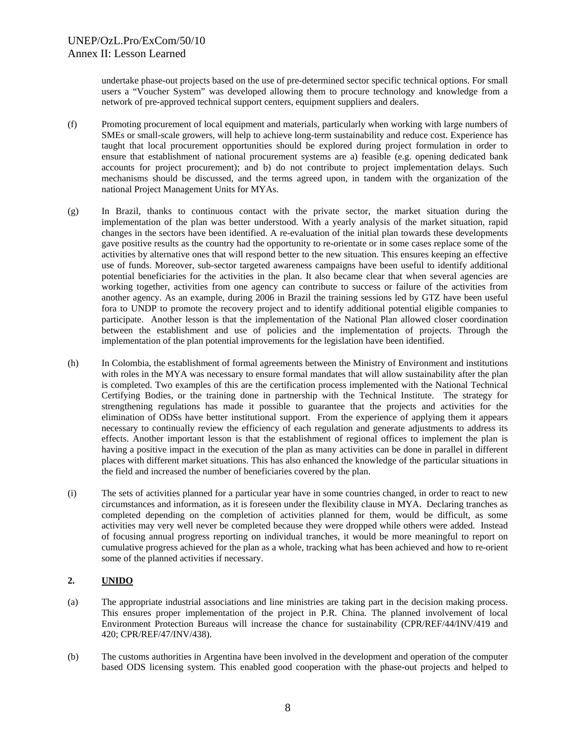undertake phase-out projects based on the use of pre-determined sector specific technical options. For small users a "Voucher System" was developed allowing them to procure technology and knowledge from a network of pre-approved technical support centers, equipment suppliers and dealers.

(f) Promoting procurement of local equipment and materials, particularly when working with large numbers of SMEs or small-scale growers, will help to achieve long-term sustainability and reduce cost. Experience has taught that local procurement opportunities should be explored during project formulation in order to ensure that establishment of national procurement systems are a) feasible (e.g. opening dedicated bank accounts for project procurement); and b) do not contribute to project implementation delays. Such mechanisms should be discussed, and the terms agreed upon, in tandem with the organization of the national Project Management Units for MYAs.

(g) In Brazil, thanks to continuous contact with the private sector, the market situation during the implementation of the plan was better understood. With a yearly analysis of the market situation, rapid changes in the sectors have been identified. A re-evaluation of the initial plan towards these developments gave positive results as the country had the opportunity to re-orientate or in some cases replace some of the activities by alternative ones that will respond better to the new situation. This ensures keeping an effective use of funds. Moreover, sub-sector targeted awareness campaigns have been useful to identify additional potential beneficiaries for the activities in the plan. It also became clear that when several agencies are working together, activities from one agency can contribute to success or failure of the activities from another agency. As an example, during 2006 in Brazil the training sessions led by GTZ have been useful fora to UNDP to promote the recovery project and to identify additional potential eligible companies to participate. Another lesson is that the implementation of the National Plan allowed closer coordination between the establishment and use of policies and the implementation of projects. Through the implementation of the plan potential improvements for the legislation have been identified.

(h) In Colombia, the establishment of formal agreements between the Ministry of Environment and institutions with roles in the MYA was necessary to ensure formal mandates that will allow sustainability after the plan is completed. Two examples of this are the certification process implemented with the National Technical Certifying Bodies, or the training done in partnership with the Technical Institute. The strategy for strengthening regulations has made it possible to guarantee that the projects and activities for the elimination of ODSs have better institutional support. From the experience of applying them it appears necessary to continually review the efficiency of each regulation and generate adjustments to address its effects. Another important lesson is that the establishment of regional offices to implement the plan is having a positive impact in the execution of the plan as many activities can be done in parallel in different places with different market situations. This has also enhanced the knowledge of the particular situations in the field and increased the number of beneficiaries covered by the plan.

(i) The sets of activities planned for a particular year have in some countries changed, in order to react to new circumstances and information, as it is foreseen under the flexibility clause in MYA. Declaring tranches as completed depending on the completion of activities planned for them, would be difficult, as some activities may very well never be completed because they were dropped while others were added. Instead of focusing annual progress reporting on individual tranches, it would be more meaningful to report on cumulative progress achieved for the plan as a whole, tracking what has been achieved and how to re-orient some of the planned activities if necessary.

## 2. UNIDO

(a) The appropriate industrial associations and line ministries are taking part in the decision making process. This ensures proper implementation of the project in P.R. China. The planned involvement of local Environment Protection Bureaus will increase the chance for sustainability (CPR/REF/44/INV/419 and 420; CPR/REF/47/INV/438).

(b) The customs authorities in Argentina have been involved in the development and operation of the computer based ODS licensing system. This enabled good cooperation with the phase-out projects and helped to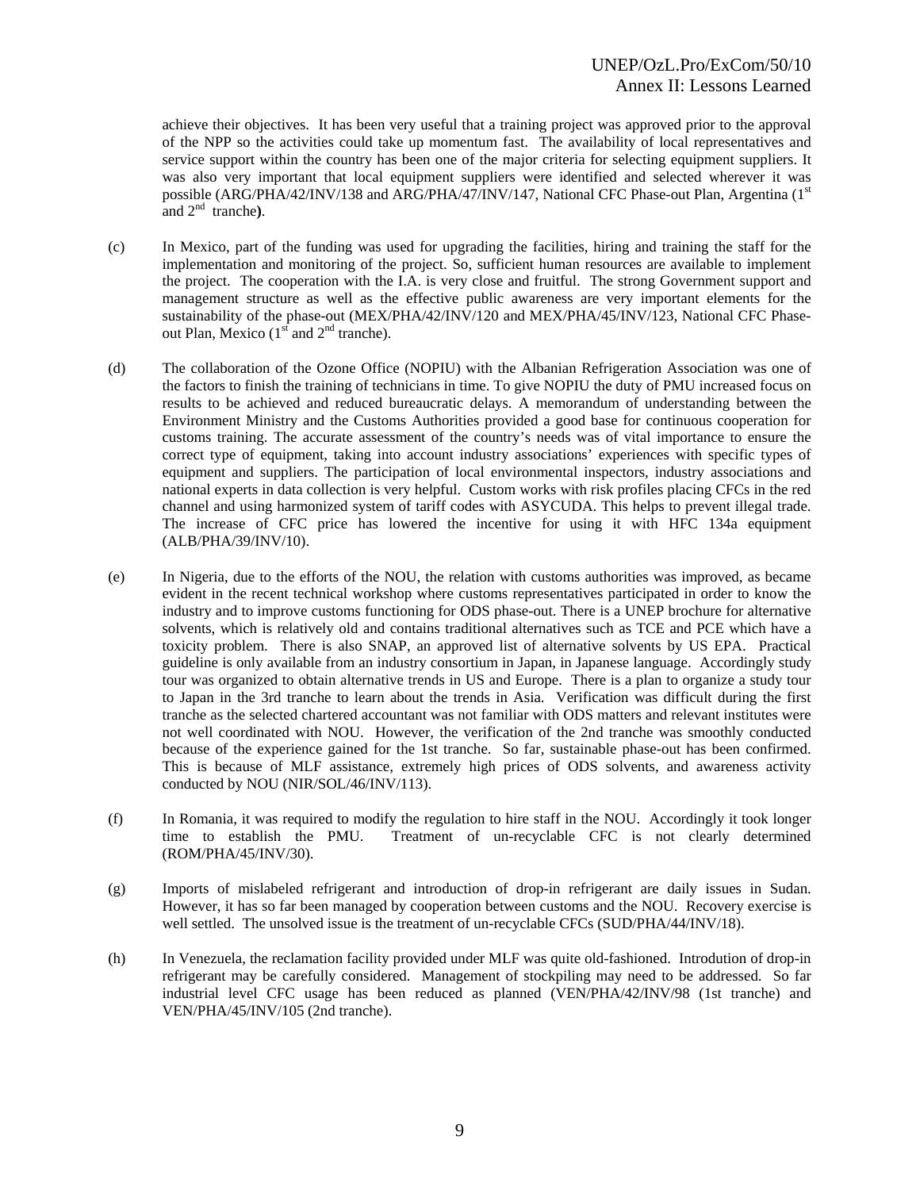achieve their objectives. It has been very useful that a training project was approved prior to the approval of the NPP so the activities could take up momentum fast. The availability of local representatives and service support within the country has been one of the major criteria for selecting equipment suppliers. It was also very important that local equipment suppliers were identified and selected wherever it was possible (ARG/PHA/42/INV/138 and ARG/PHA/47/INV/147, National CFC Phase-out Plan, Argentina (1st and 2nd tranche**)**.

(c) In Mexico, part of the funding was used for upgrading the facilities, hiring and training the staff for the implementation and monitoring of the project. So, sufficient human resources are available to implement the project. The cooperation with the I.A. is very close and fruitful. The strong Government support and management structure as well as the effective public awareness are very important elements for the sustainability of the phase-out (MEX/PHA/42/INV/120 and MEX/PHA/45/INV/123, National CFC Phase-out Plan, Mexico (1st and 2nd tranche).

(d) The collaboration of the Ozone Office (NOPIU) with the Albanian Refrigeration Association was one of the factors to finish the training of technicians in time. To give NOPIU the duty of PMU increased focus on results to be achieved and reduced bureaucratic delays. A memorandum of understanding between the Environment Ministry and the Customs Authorities provided a good base for continuous cooperation for customs training. The accurate assessment of the country's needs was of vital importance to ensure the correct type of equipment, taking into account industry associations' experiences with specific types of equipment and suppliers. The participation of local environmental inspectors, industry associations and national experts in data collection is very helpful. Custom works with risk profiles placing CFCs in the red channel and using harmonized system of tariff codes with ASYCUDA. This helps to prevent illegal trade. The increase of CFC price has lowered the incentive for using it with HFC 134a equipment (ALB/PHA/39/INV/10).

(e) In Nigeria, due to the efforts of the NOU, the relation with customs authorities was improved, as became evident in the recent technical workshop where customs representatives participated in order to know the industry and to improve customs functioning for ODS phase-out. There is a UNEP brochure for alternative solvents, which is relatively old and contains traditional alternatives such as TCE and PCE which have a toxicity problem. There is also SNAP, an approved list of alternative solvents by US EPA. Practical guideline is only available from an industry consortium in Japan, in Japanese language. Accordingly study tour was organized to obtain alternative trends in US and Europe. There is a plan to organize a study tour to Japan in the 3rd tranche to learn about the trends in Asia. Verification was difficult during the first tranche as the selected chartered accountant was not familiar with ODS matters and relevant institutes were not well coordinated with NOU. However, the verification of the 2nd tranche was smoothly conducted because of the experience gained for the 1st tranche. So far, sustainable phase-out has been confirmed. This is because of MLF assistance, extremely high prices of ODS solvents, and awareness activity conducted by NOU (NIR/SOL/46/INV/113).

(f) In Romania, it was required to modify the regulation to hire staff in the NOU. Accordingly it took longer time to establish the PMU. Treatment of un-recyclable CFC is not clearly determined (ROM/PHA/45/INV/30).

(g) Imports of mislabeled refrigerant and introduction of drop-in refrigerant are daily issues in Sudan. However, it has so far been managed by cooperation between customs and the NOU. Recovery exercise is well settled. The unsolved issue is the treatment of un-recyclable CFCs (SUD/PHA/44/INV/18).

(h) In Venezuela, the reclamation facility provided under MLF was quite old-fashioned. Introdution of drop-in refrigerant may be carefully considered. Management of stockpiling may need to be addressed. So far industrial level CFC usage has been reduced as planned (VEN/PHA/42/INV/98 (1st tranche) and VEN/PHA/45/INV/105 (2nd tranche).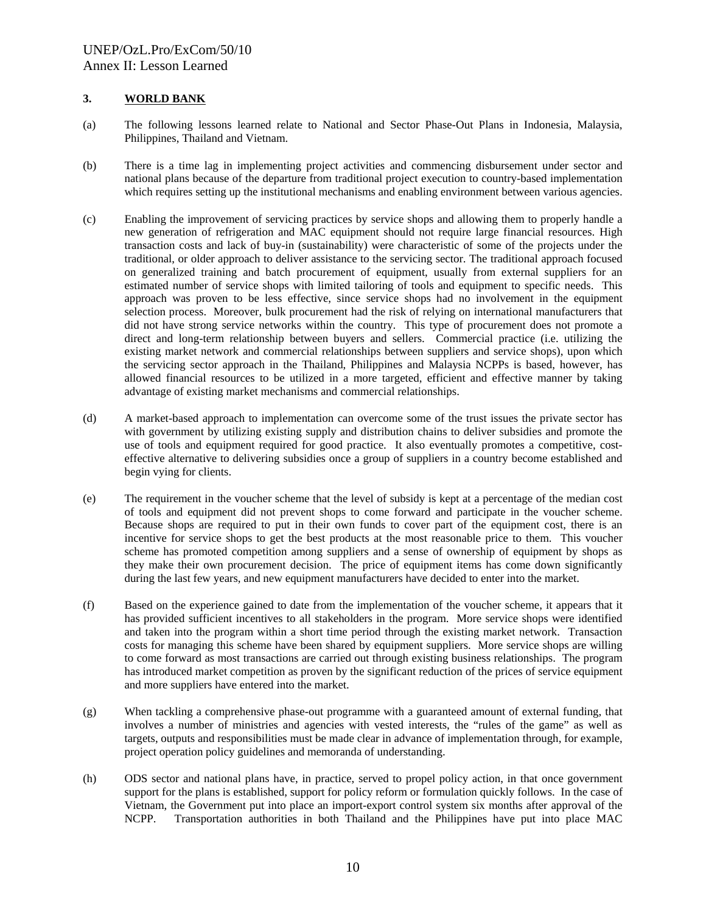### 3. WORLD BANK

(a) The following lessons learned relate to National and Sector Phase-Out Plans in Indonesia, Malaysia, Philippines, Thailand and Vietnam.

(b) There is a time lag in implementing project activities and commencing disbursement under sector and national plans because of the departure from traditional project execution to country-based implementation which requires setting up the institutional mechanisms and enabling environment between various agencies.

(c) Enabling the improvement of servicing practices by service shops and allowing them to properly handle a new generation of refrigeration and MAC equipment should not require large financial resources. High transaction costs and lack of buy-in (sustainability) were characteristic of some of the projects under the traditional, or older approach to deliver assistance to the servicing sector. The traditional approach focused on generalized training and batch procurement of equipment, usually from external suppliers for an estimated number of service shops with limited tailoring of tools and equipment to specific needs. This approach was proven to be less effective, since service shops had no involvement in the equipment selection process. Moreover, bulk procurement had the risk of relying on international manufacturers that did not have strong service networks within the country. This type of procurement does not promote a direct and long-term relationship between buyers and sellers. Commercial practice (i.e. utilizing the existing market network and commercial relationships between suppliers and service shops), upon which the servicing sector approach in the Thailand, Philippines and Malaysia NCPPs is based, however, has allowed financial resources to be utilized in a more targeted, efficient and effective manner by taking advantage of existing market mechanisms and commercial relationships.

(d) A market-based approach to implementation can overcome some of the trust issues the private sector has with government by utilizing existing supply and distribution chains to deliver subsidies and promote the use of tools and equipment required for good practice. It also eventually promotes a competitive, cost-effective alternative to delivering subsidies once a group of suppliers in a country become established and begin vying for clients.

(e) The requirement in the voucher scheme that the level of subsidy is kept at a percentage of the median cost of tools and equipment did not prevent shops to come forward and participate in the voucher scheme. Because shops are required to put in their own funds to cover part of the equipment cost, there is an incentive for service shops to get the best products at the most reasonable price to them. This voucher scheme has promoted competition among suppliers and a sense of ownership of equipment by shops as they make their own procurement decision. The price of equipment items has come down significantly during the last few years, and new equipment manufacturers have decided to enter into the market.

(f) Based on the experience gained to date from the implementation of the voucher scheme, it appears that it has provided sufficient incentives to all stakeholders in the program. More service shops were identified and taken into the program within a short time period through the existing market network. Transaction costs for managing this scheme have been shared by equipment suppliers. More service shops are willing to come forward as most transactions are carried out through existing business relationships. The program has introduced market competition as proven by the significant reduction of the prices of service equipment and more suppliers have entered into the market.

(g) When tackling a comprehensive phase-out programme with a guaranteed amount of external funding, that involves a number of ministries and agencies with vested interests, the "rules of the game" as well as targets, outputs and responsibilities must be made clear in advance of implementation through, for example, project operation policy guidelines and memoranda of understanding.

(h) ODS sector and national plans have, in practice, served to propel policy action, in that once government support for the plans is established, support for policy reform or formulation quickly follows. In the case of Vietnam, the Government put into place an import-export control system six months after approval of the NCPP. Transportation authorities in both Thailand and the Philippines have put into place MAC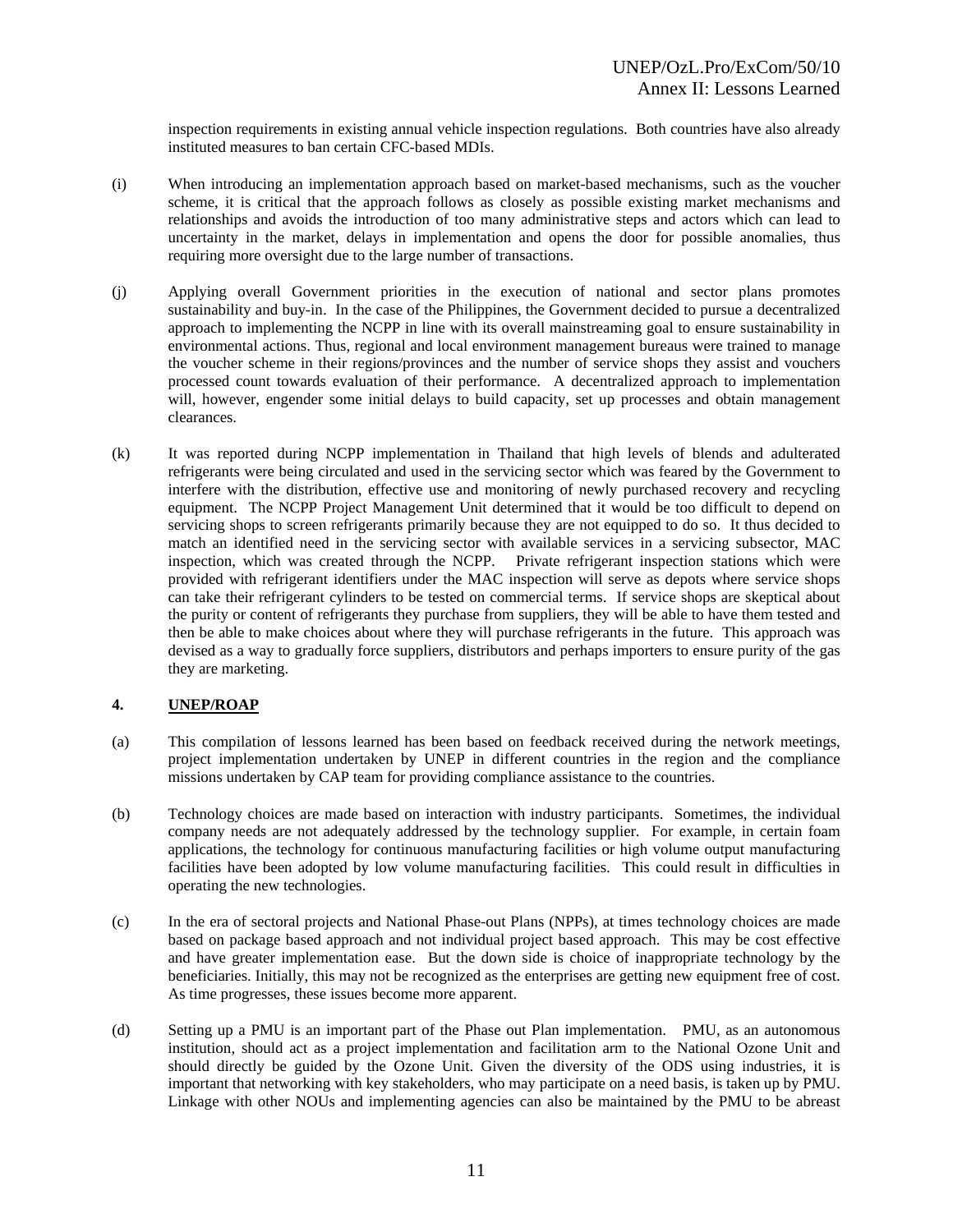inspection requirements in existing annual vehicle inspection regulations. Both countries have also already instituted measures to ban certain CFC-based MDIs.

(i) When introducing an implementation approach based on market-based mechanisms, such as the voucher scheme, it is critical that the approach follows as closely as possible existing market mechanisms and relationships and avoids the introduction of too many administrative steps and actors which can lead to uncertainty in the market, delays in implementation and opens the door for possible anomalies, thus requiring more oversight due to the large number of transactions.

(j) Applying overall Government priorities in the execution of national and sector plans promotes sustainability and buy-in. In the case of the Philippines, the Government decided to pursue a decentralized approach to implementing the NCPP in line with its overall mainstreaming goal to ensure sustainability in environmental actions. Thus, regional and local environment management bureaus were trained to manage the voucher scheme in their regions/provinces and the number of service shops they assist and vouchers processed count towards evaluation of their performance. A decentralized approach to implementation will, however, engender some initial delays to build capacity, set up processes and obtain management clearances.

(k) It was reported during NCPP implementation in Thailand that high levels of blends and adulterated refrigerants were being circulated and used in the servicing sector which was feared by the Government to interfere with the distribution, effective use and monitoring of newly purchased recovery and recycling equipment. The NCPP Project Management Unit determined that it would be too difficult to depend on servicing shops to screen refrigerants primarily because they are not equipped to do so. It thus decided to match an identified need in the servicing sector with available services in a servicing subsector, MAC inspection, which was created through the NCPP. Private refrigerant inspection stations which were provided with refrigerant identifiers under the MAC inspection will serve as depots where service shops can take their refrigerant cylinders to be tested on commercial terms. If service shops are skeptical about the purity or content of refrigerants they purchase from suppliers, they will be able to have them tested and then be able to make choices about where they will purchase refrigerants in the future. This approach was devised as a way to gradually force suppliers, distributors and perhaps importers to ensure purity of the gas they are marketing.

### 4. UNEP/ROAP

(a) This compilation of lessons learned has been based on feedback received during the network meetings, project implementation undertaken by UNEP in different countries in the region and the compliance missions undertaken by CAP team for providing compliance assistance to the countries.

(b) Technology choices are made based on interaction with industry participants. Sometimes, the individual company needs are not adequately addressed by the technology supplier. For example, in certain foam applications, the technology for continuous manufacturing facilities or high volume output manufacturing facilities have been adopted by low volume manufacturing facilities. This could result in difficulties in operating the new technologies.

(c) In the era of sectoral projects and National Phase-out Plans (NPPs), at times technology choices are made based on package based approach and not individual project based approach. This may be cost effective and have greater implementation ease. But the down side is choice of inappropriate technology by the beneficiaries. Initially, this may not be recognized as the enterprises are getting new equipment free of cost. As time progresses, these issues become more apparent.

(d) Setting up a PMU is an important part of the Phase out Plan implementation. PMU, as an autonomous institution, should act as a project implementation and facilitation arm to the National Ozone Unit and should directly be guided by the Ozone Unit. Given the diversity of the ODS using industries, it is important that networking with key stakeholders, who may participate on a need basis, is taken up by PMU. Linkage with other NOUs and implementing agencies can also be maintained by the PMU to be abreast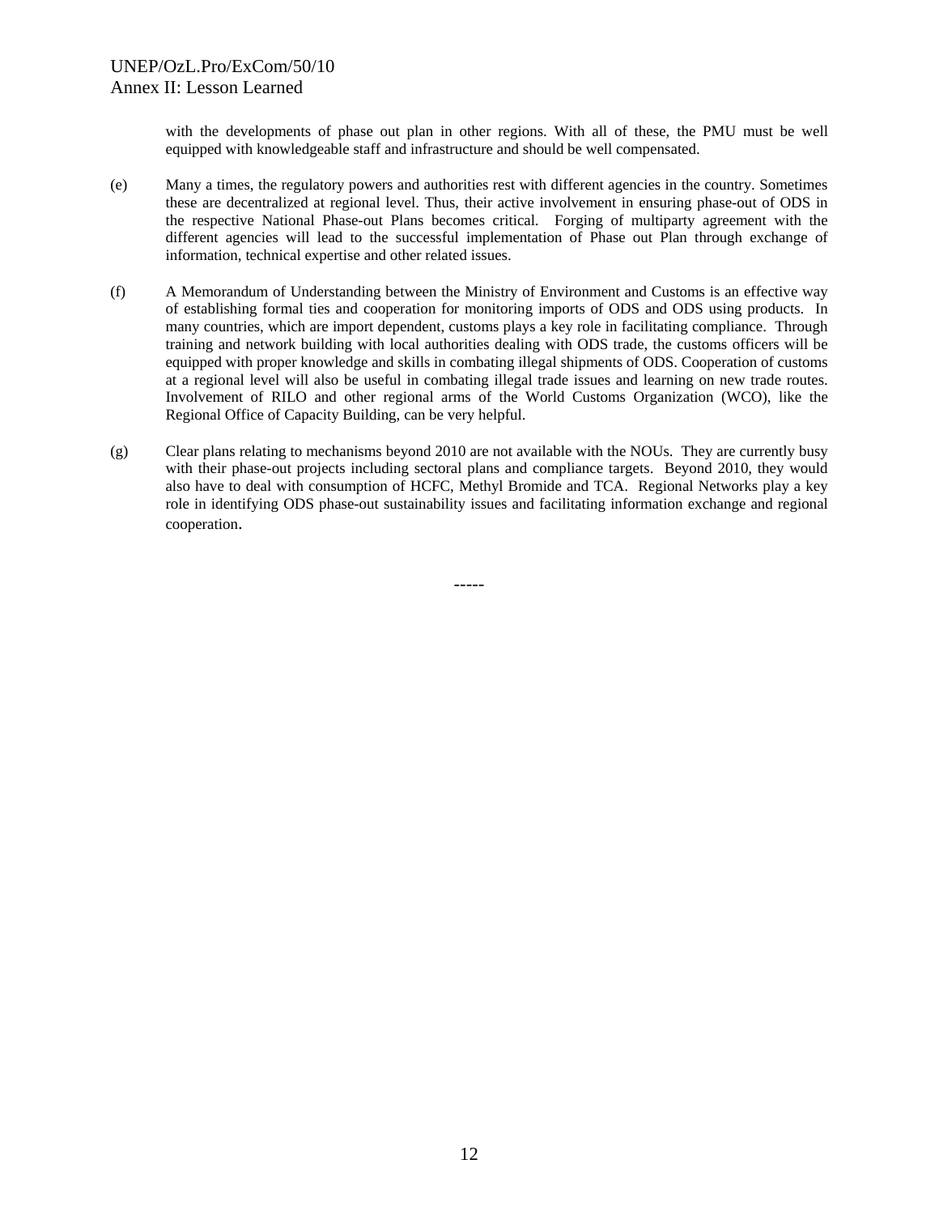with the developments of phase out plan in other regions. With all of these, the PMU must be well equipped with knowledgeable staff and infrastructure and should be well compensated.

(e) Many a times, the regulatory powers and authorities rest with different agencies in the country. Sometimes these are decentralized at regional level. Thus, their active involvement in ensuring phase-out of ODS in the respective National Phase-out Plans becomes critical. Forging of multiparty agreement with the different agencies will lead to the successful implementation of Phase out Plan through exchange of information, technical expertise and other related issues.

(f) A Memorandum of Understanding between the Ministry of Environment and Customs is an effective way of establishing formal ties and cooperation for monitoring imports of ODS and ODS using products. In many countries, which are import dependent, customs plays a key role in facilitating compliance. Through training and network building with local authorities dealing with ODS trade, the customs officers will be equipped with proper knowledge and skills in combating illegal shipments of ODS. Cooperation of customs at a regional level will also be useful in combating illegal trade issues and learning on new trade routes. Involvement of RILO and other regional arms of the World Customs Organization (WCO), like the Regional Office of Capacity Building, can be very helpful.

(g) Clear plans relating to mechanisms beyond 2010 are not available with the NOUs. They are currently busy with their phase-out projects including sectoral plans and compliance targets. Beyond 2010, they would also have to deal with consumption of HCFC, Methyl Bromide and TCA. Regional Networks play a key role in identifying ODS phase-out sustainability issues and facilitating information exchange and regional cooperation.

-----